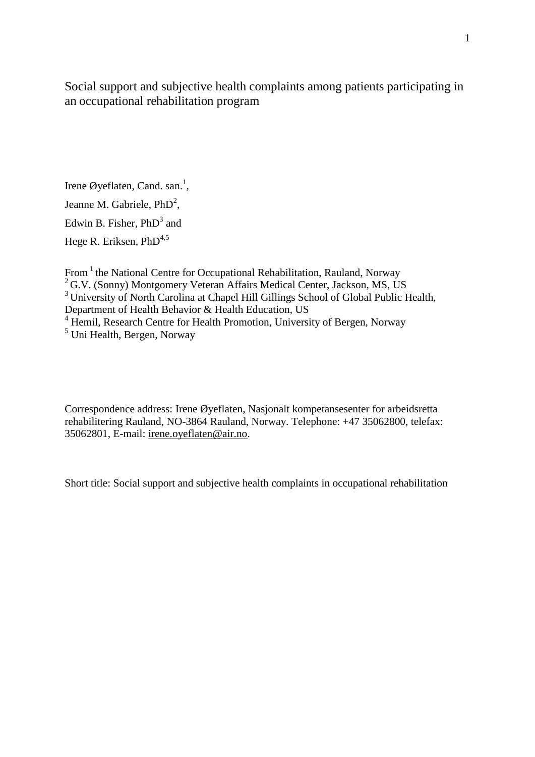# Social support and subjective health complaints among patients participating in an occupational rehabilitation program

Irene Øyeflaten, Cand. san.[1],

Jeanne M. Gabriele, PhD[2],

Edwin B. Fisher, PhD[3] and

Hege R. Eriksen, PhD[4,5]

From [1] the National Centre for Occupational Rehabilitation, Rauland, Norway
[2] G.V. (Sonny) Montgomery Veteran Affairs Medical Center, Jackson, MS, US
[3] University of North Carolina at Chapel Hill Gillings School of Global Public Health, Department of Health Behavior & Health Education, US
[4] Hemil, Research Centre for Health Promotion, University of Bergen, Norway
[5] Uni Health, Bergen, Norway

Correspondence address: Irene Øyeflaten, Nasjonalt kompetansesenter for arbeidsretta rehabilitering Rauland, NO-3864 Rauland, Norway. Telephone: +47 35062800, telefax: 35062801, E-mail: irene.oyeflaten@air.no.

Short title: Social support and subjective health complaints in occupational rehabilitation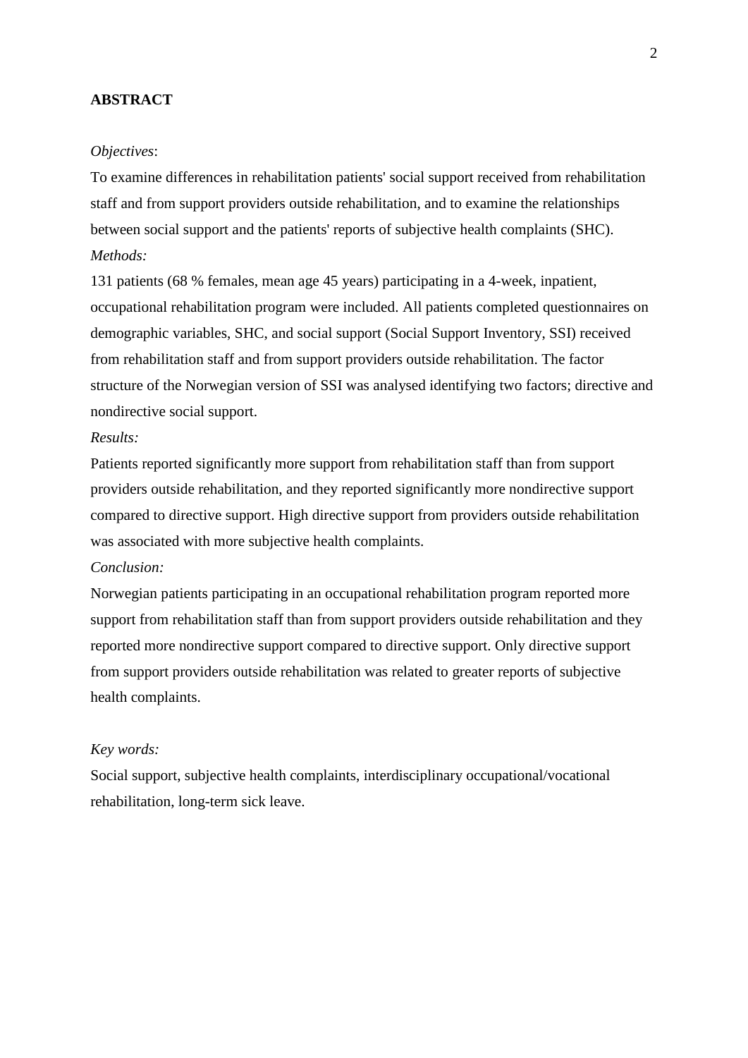**ABSTRACT**

*Objectives*:

To examine differences in rehabilitation patients' social support received from rehabilitation staff and from support providers outside rehabilitation, and to examine the relationships between social support and the patients' reports of subjective health complaints (SHC).

*Methods:*

131 patients (68 % females, mean age 45 years) participating in a 4-week, inpatient, occupational rehabilitation program were included. All patients completed questionnaires on demographic variables, SHC, and social support (Social Support Inventory, SSI) received from rehabilitation staff and from support providers outside rehabilitation. The factor structure of the Norwegian version of SSI was analysed identifying two factors; directive and nondirective social support.

*Results:*

Patients reported significantly more support from rehabilitation staff than from support providers outside rehabilitation, and they reported significantly more nondirective support compared to directive support. High directive support from providers outside rehabilitation was associated with more subjective health complaints.

*Conclusion:*

Norwegian patients participating in an occupational rehabilitation program reported more support from rehabilitation staff than from support providers outside rehabilitation and they reported more nondirective support compared to directive support. Only directive support from support providers outside rehabilitation was related to greater reports of subjective health complaints.

*Key words:*

Social support, subjective health complaints, interdisciplinary occupational/vocational rehabilitation, long-term sick leave.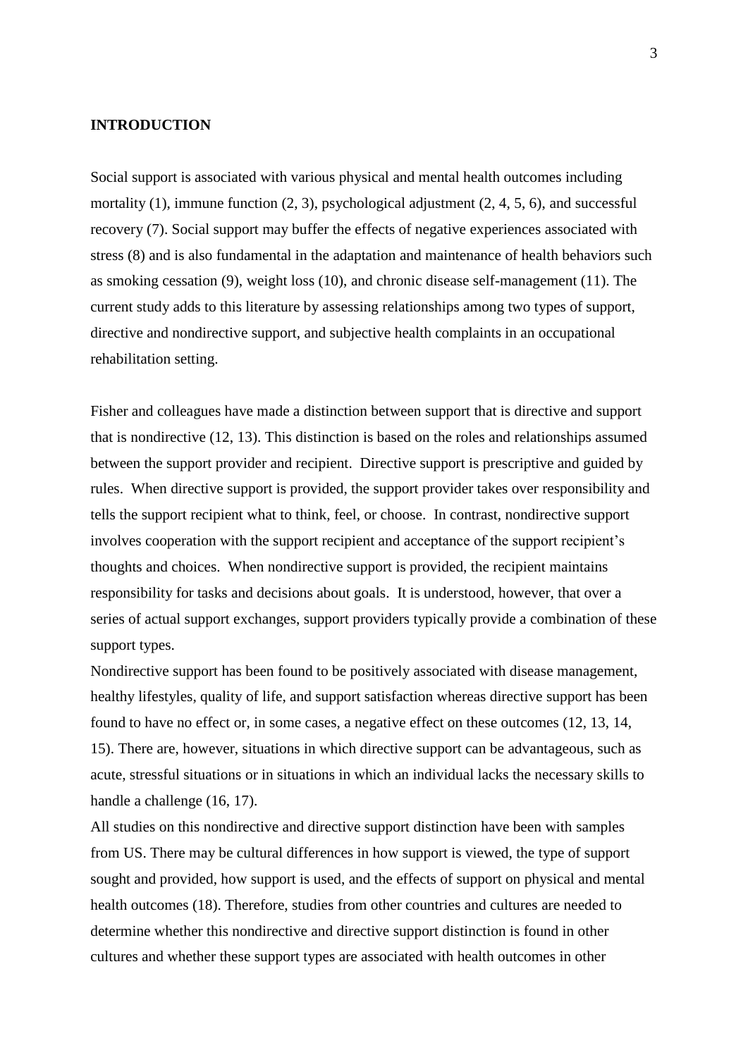## INTRODUCTION

Social support is associated with various physical and mental health outcomes including mortality (1), immune function (2, 3), psychological adjustment (2, 4, 5, 6), and successful recovery (7). Social support may buffer the effects of negative experiences associated with stress (8) and is also fundamental in the adaptation and maintenance of health behaviors such as smoking cessation (9), weight loss (10), and chronic disease self-management (11). The current study adds to this literature by assessing relationships among two types of support, directive and nondirective support, and subjective health complaints in an occupational rehabilitation setting.

Fisher and colleagues have made a distinction between support that is directive and support that is nondirective (12, 13). This distinction is based on the roles and relationships assumed between the support provider and recipient. Directive support is prescriptive and guided by rules. When directive support is provided, the support provider takes over responsibility and tells the support recipient what to think, feel, or choose. In contrast, nondirective support involves cooperation with the support recipient and acceptance of the support recipient's thoughts and choices. When nondirective support is provided, the recipient maintains responsibility for tasks and decisions about goals. It is understood, however, that over a series of actual support exchanges, support providers typically provide a combination of these support types.

Nondirective support has been found to be positively associated with disease management, healthy lifestyles, quality of life, and support satisfaction whereas directive support has been found to have no effect or, in some cases, a negative effect on these outcomes (12, 13, 14, 15). There are, however, situations in which directive support can be advantageous, such as acute, stressful situations or in situations in which an individual lacks the necessary skills to handle a challenge (16, 17).

All studies on this nondirective and directive support distinction have been with samples from US. There may be cultural differences in how support is viewed, the type of support sought and provided, how support is used, and the effects of support on physical and mental health outcomes (18). Therefore, studies from other countries and cultures are needed to determine whether this nondirective and directive support distinction is found in other cultures and whether these support types are associated with health outcomes in other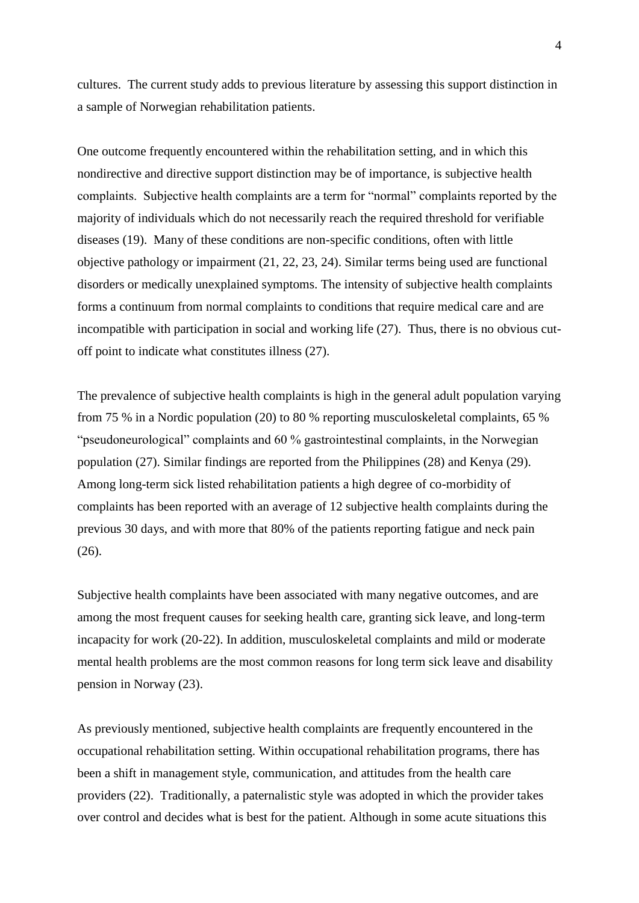cultures. The current study adds to previous literature by assessing this support distinction in a sample of Norwegian rehabilitation patients.

One outcome frequently encountered within the rehabilitation setting, and in which this nondirective and directive support distinction may be of importance, is subjective health complaints. Subjective health complaints are a term for "normal" complaints reported by the majority of individuals which do not necessarily reach the required threshold for verifiable diseases (19). Many of these conditions are non-specific conditions, often with little objective pathology or impairment (21, 22, 23, 24). Similar terms being used are functional disorders or medically unexplained symptoms. The intensity of subjective health complaints forms a continuum from normal complaints to conditions that require medical care and are incompatible with participation in social and working life (27). Thus, there is no obvious cut-off point to indicate what constitutes illness (27).

The prevalence of subjective health complaints is high in the general adult population varying from 75 % in a Nordic population (20) to 80 % reporting musculoskeletal complaints, 65 % "pseudoneurological" complaints and 60 % gastrointestinal complaints, in the Norwegian population (27). Similar findings are reported from the Philippines (28) and Kenya (29). Among long-term sick listed rehabilitation patients a high degree of co-morbidity of complaints has been reported with an average of 12 subjective health complaints during the previous 30 days, and with more that 80% of the patients reporting fatigue and neck pain (26).

Subjective health complaints have been associated with many negative outcomes, and are among the most frequent causes for seeking health care, granting sick leave, and long-term incapacity for work (20-22). In addition, musculoskeletal complaints and mild or moderate mental health problems are the most common reasons for long term sick leave and disability pension in Norway (23).

As previously mentioned, subjective health complaints are frequently encountered in the occupational rehabilitation setting. Within occupational rehabilitation programs, there has been a shift in management style, communication, and attitudes from the health care providers (22). Traditionally, a paternalistic style was adopted in which the provider takes over control and decides what is best for the patient. Although in some acute situations this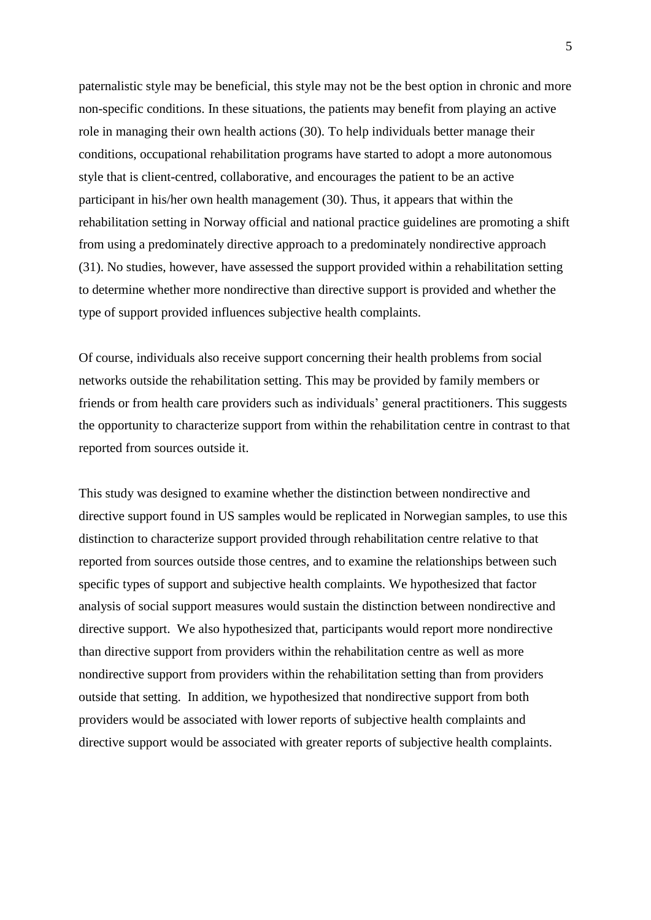paternalistic style may be beneficial, this style may not be the best option in chronic and more non-specific conditions. In these situations, the patients may benefit from playing an active role in managing their own health actions (30). To help individuals better manage their conditions, occupational rehabilitation programs have started to adopt a more autonomous style that is client-centred, collaborative, and encourages the patient to be an active participant in his/her own health management (30). Thus, it appears that within the rehabilitation setting in Norway official and national practice guidelines are promoting a shift from using a predominately directive approach to a predominately nondirective approach (31). No studies, however, have assessed the support provided within a rehabilitation setting to determine whether more nondirective than directive support is provided and whether the type of support provided influences subjective health complaints.

Of course, individuals also receive support concerning their health problems from social networks outside the rehabilitation setting. This may be provided by family members or friends or from health care providers such as individuals' general practitioners. This suggests the opportunity to characterize support from within the rehabilitation centre in contrast to that reported from sources outside it.

This study was designed to examine whether the distinction between nondirective and directive support found in US samples would be replicated in Norwegian samples, to use this distinction to characterize support provided through rehabilitation centre relative to that reported from sources outside those centres, and to examine the relationships between such specific types of support and subjective health complaints. We hypothesized that factor analysis of social support measures would sustain the distinction between nondirective and directive support. We also hypothesized that, participants would report more nondirective than directive support from providers within the rehabilitation centre as well as more nondirective support from providers within the rehabilitation setting than from providers outside that setting. In addition, we hypothesized that nondirective support from both providers would be associated with lower reports of subjective health complaints and directive support would be associated with greater reports of subjective health complaints.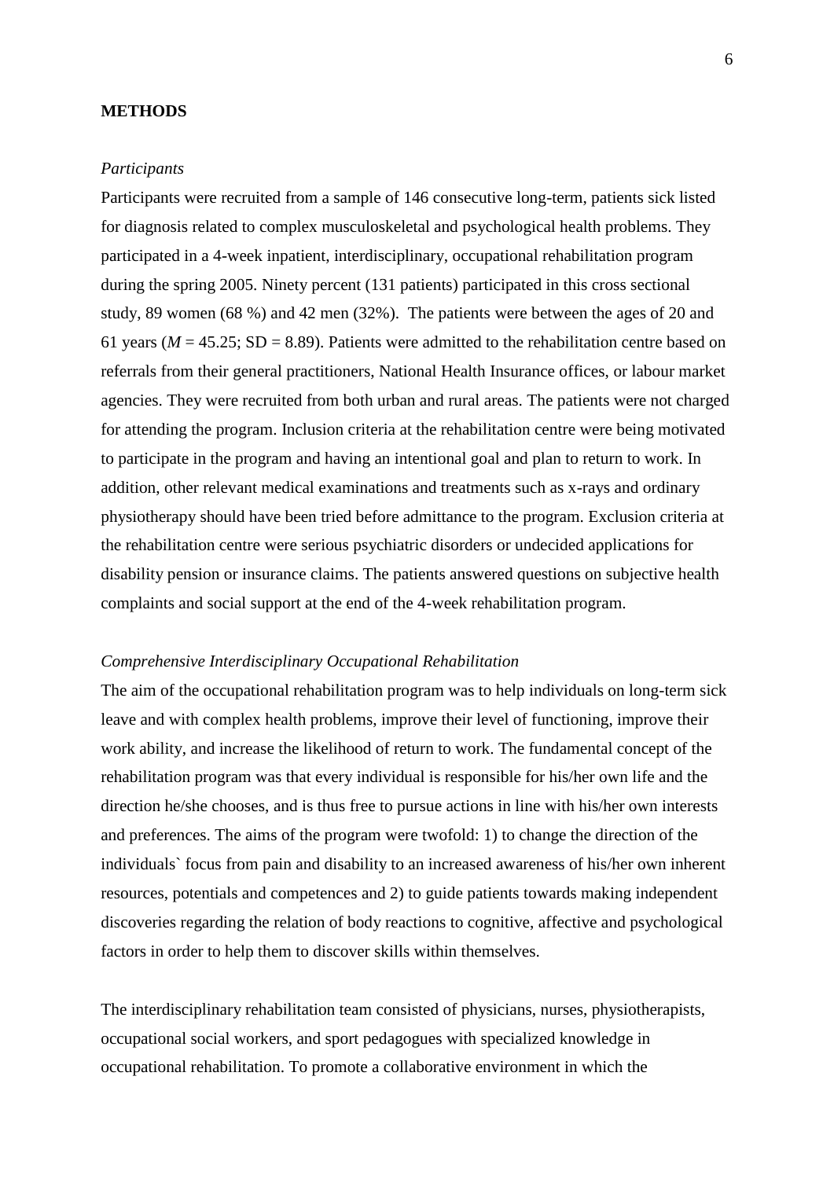## METHODS

*Participants*

Participants were recruited from a sample of 146 consecutive long-term, patients sick listed for diagnosis related to complex musculoskeletal and psychological health problems. They participated in a 4-week inpatient, interdisciplinary, occupational rehabilitation program during the spring 2005. Ninety percent (131 patients) participated in this cross sectional study, 89 women (68 %) and 42 men (32%). The patients were between the ages of 20 and 61 years ($M$ = 45.25; SD = 8.89). Patients were admitted to the rehabilitation centre based on referrals from their general practitioners, National Health Insurance offices, or labour market agencies. They were recruited from both urban and rural areas. The patients were not charged for attending the program. Inclusion criteria at the rehabilitation centre were being motivated to participate in the program and having an intentional goal and plan to return to work. In addition, other relevant medical examinations and treatments such as x-rays and ordinary physiotherapy should have been tried before admittance to the program. Exclusion criteria at the rehabilitation centre were serious psychiatric disorders or undecided applications for disability pension or insurance claims. The patients answered questions on subjective health complaints and social support at the end of the 4-week rehabilitation program.

*Comprehensive Interdisciplinary Occupational Rehabilitation*

The aim of the occupational rehabilitation program was to help individuals on long-term sick leave and with complex health problems, improve their level of functioning, improve their work ability, and increase the likelihood of return to work. The fundamental concept of the rehabilitation program was that every individual is responsible for his/her own life and the direction he/she chooses, and is thus free to pursue actions in line with his/her own interests and preferences. The aims of the program were twofold: 1) to change the direction of the individuals` focus from pain and disability to an increased awareness of his/her own inherent resources, potentials and competences and 2) to guide patients towards making independent discoveries regarding the relation of body reactions to cognitive, affective and psychological factors in order to help them to discover skills within themselves.

The interdisciplinary rehabilitation team consisted of physicians, nurses, physiotherapists, occupational social workers, and sport pedagogues with specialized knowledge in occupational rehabilitation. To promote a collaborative environment in which the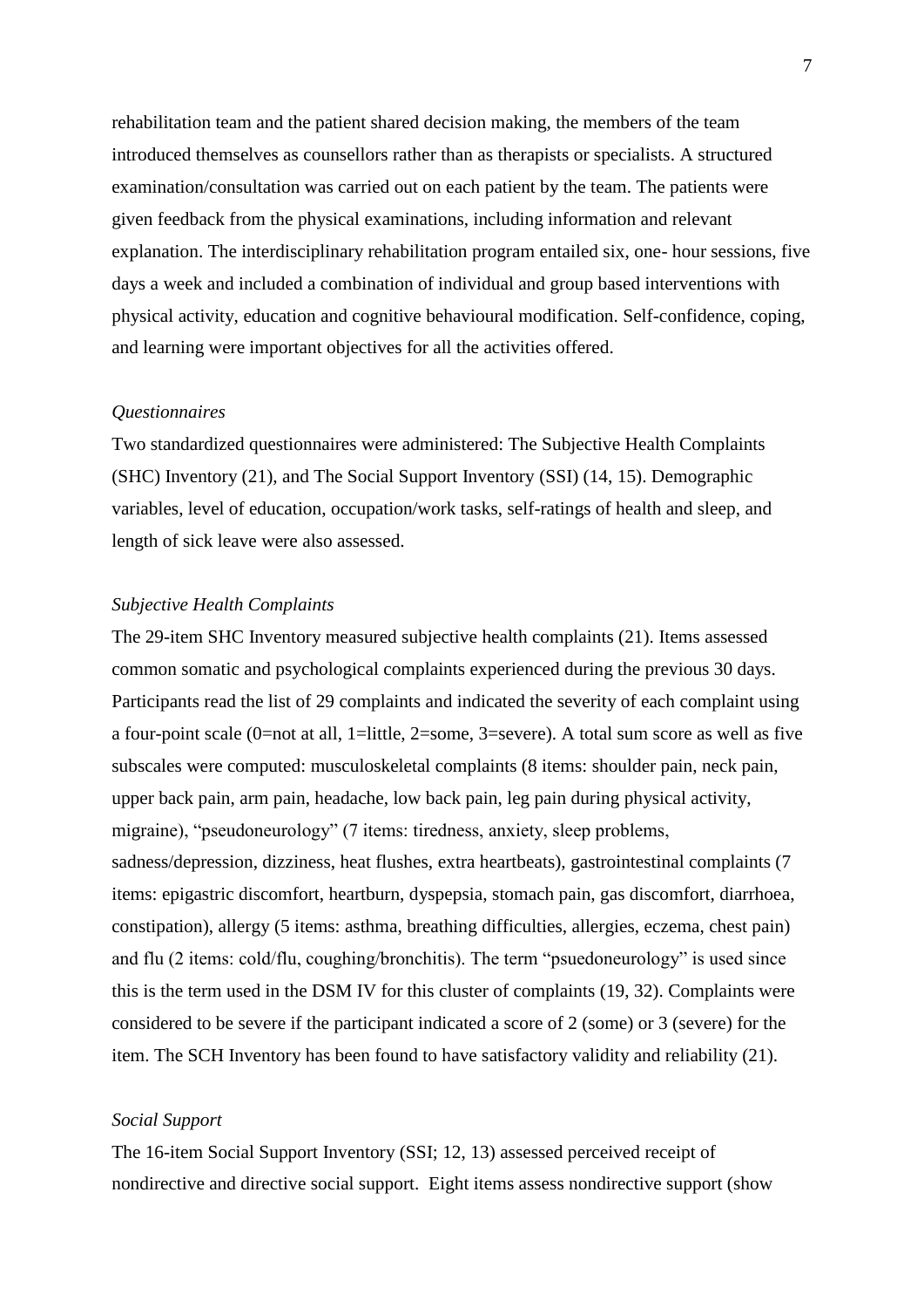rehabilitation team and the patient shared decision making, the members of the team introduced themselves as counsellors rather than as therapists or specialists. A structured examination/consultation was carried out on each patient by the team. The patients were given feedback from the physical examinations, including information and relevant explanation. The interdisciplinary rehabilitation program entailed six, one- hour sessions, five days a week and included a combination of individual and group based interventions with physical activity, education and cognitive behavioural modification. Self-confidence, coping, and learning were important objectives for all the activities offered.

*Questionnaires*

Two standardized questionnaires were administered: The Subjective Health Complaints (SHC) Inventory (21), and The Social Support Inventory (SSI) (14, 15). Demographic variables, level of education, occupation/work tasks, self-ratings of health and sleep, and length of sick leave were also assessed.

*Subjective Health Complaints*

The 29-item SHC Inventory measured subjective health complaints (21). Items assessed common somatic and psychological complaints experienced during the previous 30 days. Participants read the list of 29 complaints and indicated the severity of each complaint using a four-point scale (0=not at all, 1=little, 2=some, 3=severe). A total sum score as well as five subscales were computed: musculoskeletal complaints (8 items: shoulder pain, neck pain, upper back pain, arm pain, headache, low back pain, leg pain during physical activity, migraine), "pseudoneurology" (7 items: tiredness, anxiety, sleep problems, sadness/depression, dizziness, heat flushes, extra heartbeats), gastrointestinal complaints (7 items: epigastric discomfort, heartburn, dyspepsia, stomach pain, gas discomfort, diarrhoea, constipation), allergy (5 items: asthma, breathing difficulties, allergies, eczema, chest pain) and flu (2 items: cold/flu, coughing/bronchitis). The term "psuedoneurology" is used since this is the term used in the DSM IV for this cluster of complaints (19, 32). Complaints were considered to be severe if the participant indicated a score of 2 (some) or 3 (severe) for the item. The SCH Inventory has been found to have satisfactory validity and reliability (21).

*Social Support*

The 16-item Social Support Inventory (SSI; 12, 13) assessed perceived receipt of nondirective and directive social support. Eight items assess nondirective support (show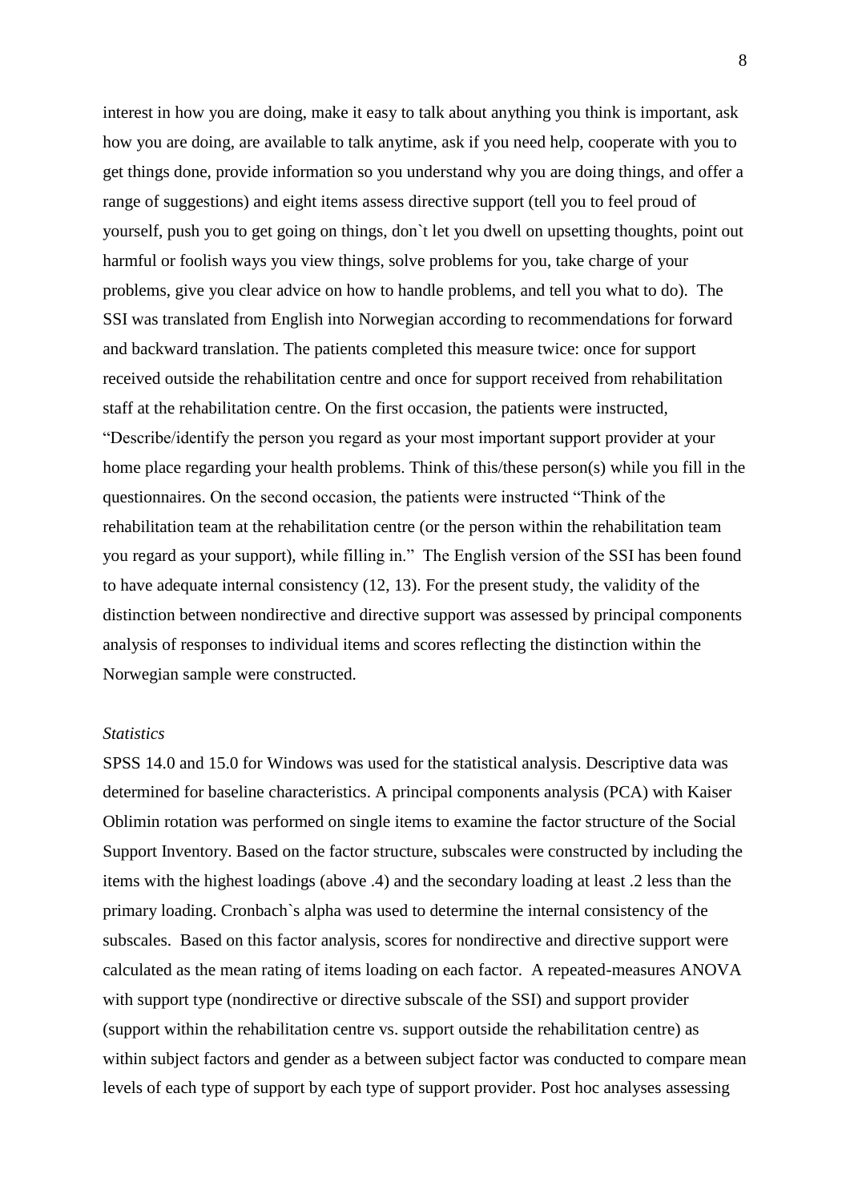interest in how you are doing, make it easy to talk about anything you think is important, ask how you are doing, are available to talk anytime, ask if you need help, cooperate with you to get things done, provide information so you understand why you are doing things, and offer a range of suggestions) and eight items assess directive support (tell you to feel proud of yourself, push you to get going on things, don`t let you dwell on upsetting thoughts, point out harmful or foolish ways you view things, solve problems for you, take charge of your problems, give you clear advice on how to handle problems, and tell you what to do). The SSI was translated from English into Norwegian according to recommendations for forward and backward translation. The patients completed this measure twice: once for support received outside the rehabilitation centre and once for support received from rehabilitation staff at the rehabilitation centre. On the first occasion, the patients were instructed, "Describe/identify the person you regard as your most important support provider at your home place regarding your health problems. Think of this/these person(s) while you fill in the questionnaires. On the second occasion, the patients were instructed "Think of the rehabilitation team at the rehabilitation centre (or the person within the rehabilitation team you regard as your support), while filling in." The English version of the SSI has been found to have adequate internal consistency (12, 13). For the present study, the validity of the distinction between nondirective and directive support was assessed by principal components analysis of responses to individual items and scores reflecting the distinction within the Norwegian sample were constructed.

*Statistics*

SPSS 14.0 and 15.0 for Windows was used for the statistical analysis. Descriptive data was determined for baseline characteristics. A principal components analysis (PCA) with Kaiser Oblimin rotation was performed on single items to examine the factor structure of the Social Support Inventory. Based on the factor structure, subscales were constructed by including the items with the highest loadings (above .4) and the secondary loading at least .2 less than the primary loading. Cronbach`s alpha was used to determine the internal consistency of the subscales. Based on this factor analysis, scores for nondirective and directive support were calculated as the mean rating of items loading on each factor. A repeated-measures ANOVA with support type (nondirective or directive subscale of the SSI) and support provider (support within the rehabilitation centre vs. support outside the rehabilitation centre) as within subject factors and gender as a between subject factor was conducted to compare mean levels of each type of support by each type of support provider. Post hoc analyses assessing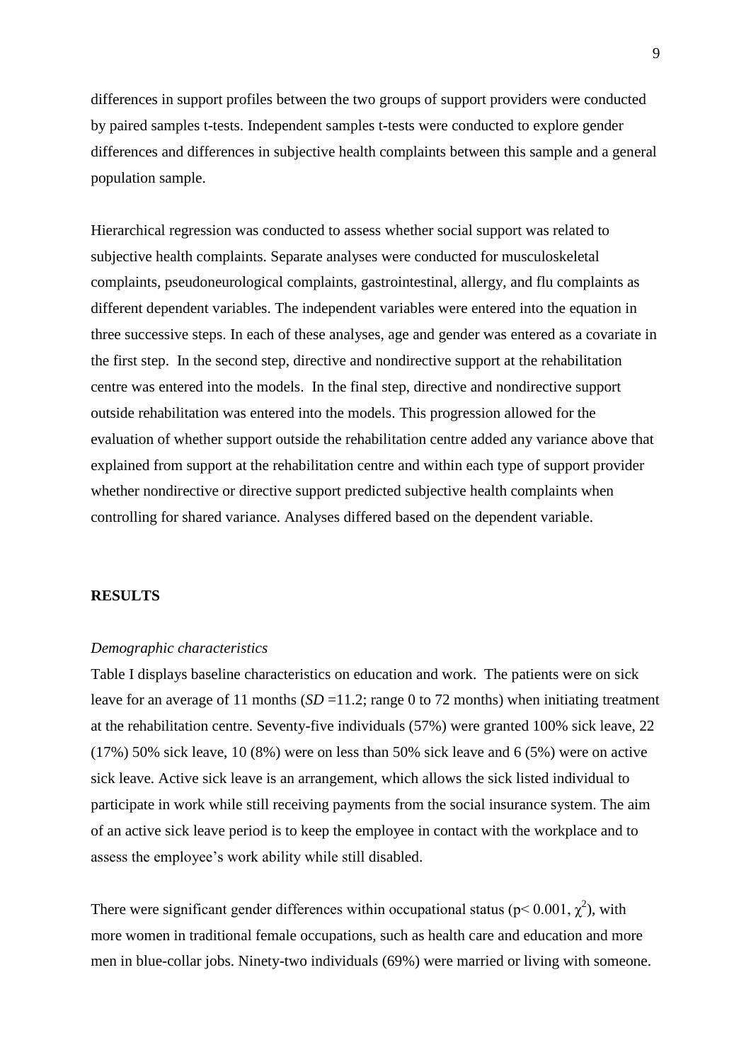differences in support profiles between the two groups of support providers were conducted by paired samples t-tests. Independent samples t-tests were conducted to explore gender differences and differences in subjective health complaints between this sample and a general population sample.

Hierarchical regression was conducted to assess whether social support was related to subjective health complaints. Separate analyses were conducted for musculoskeletal complaints, pseudoneurological complaints, gastrointestinal, allergy, and flu complaints as different dependent variables. The independent variables were entered into the equation in three successive steps. In each of these analyses, age and gender was entered as a covariate in the first step. In the second step, directive and nondirective support at the rehabilitation centre was entered into the models. In the final step, directive and nondirective support outside rehabilitation was entered into the models. This progression allowed for the evaluation of whether support outside the rehabilitation centre added any variance above that explained from support at the rehabilitation centre and within each type of support provider whether nondirective or directive support predicted subjective health complaints when controlling for shared variance. Analyses differed based on the dependent variable.

## RESULTS

*Demographic characteristics*

Table I displays baseline characteristics on education and work. The patients were on sick leave for an average of 11 months (*SD* =11.2; range 0 to 72 months) when initiating treatment at the rehabilitation centre. Seventy-five individuals (57%) were granted 100% sick leave, 22 (17%) 50% sick leave, 10 (8%) were on less than 50% sick leave and 6 (5%) were on active sick leave. Active sick leave is an arrangement, which allows the sick listed individual to participate in work while still receiving payments from the social insurance system. The aim of an active sick leave period is to keep the employee in contact with the workplace and to assess the employee's work ability while still disabled.

There were significant gender differences within occupational status ($p < 0.001$, $\chi^2$), with more women in traditional female occupations, such as health care and education and more men in blue-collar jobs. Ninety-two individuals (69%) were married or living with someone.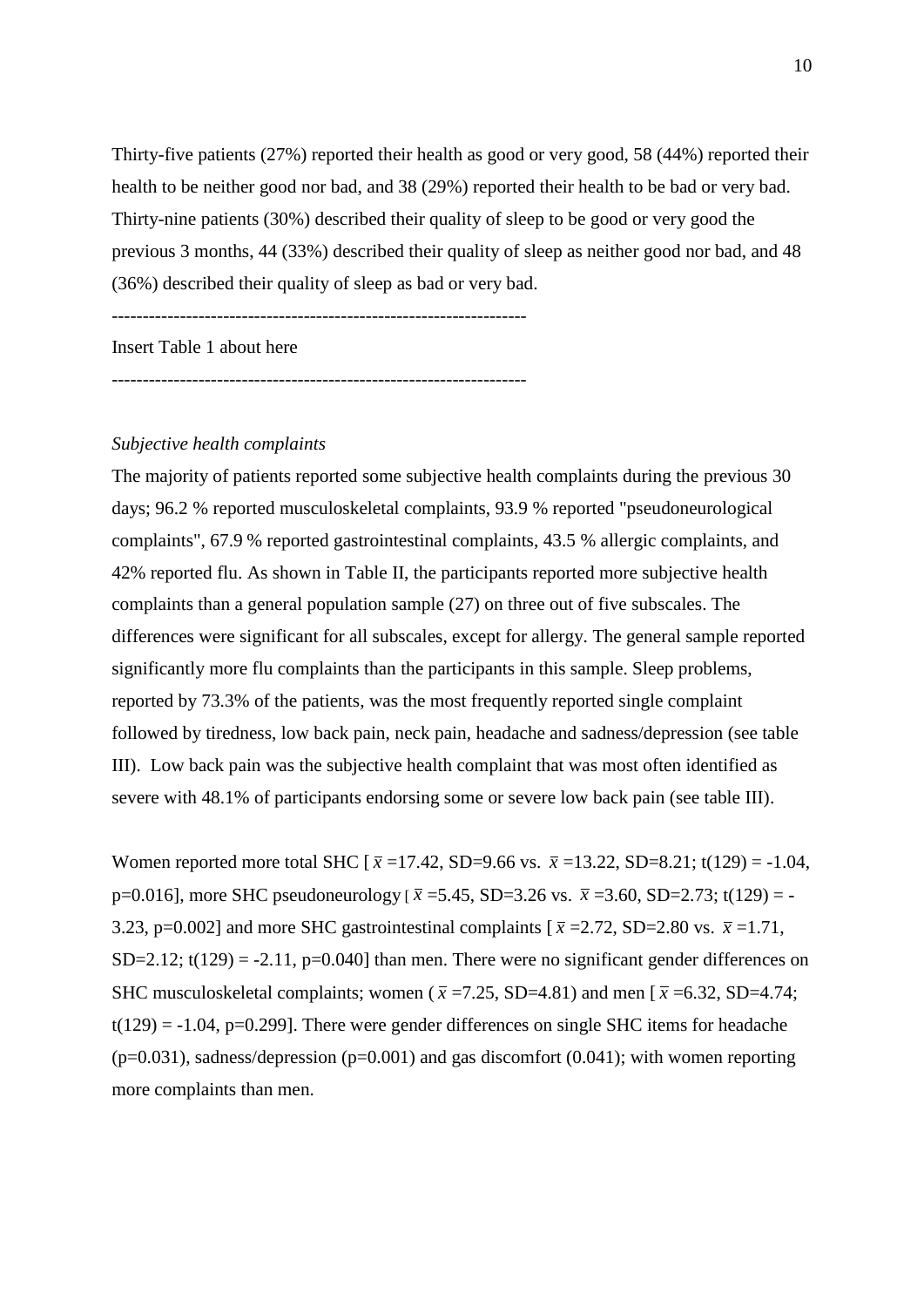Thirty-five patients (27%) reported their health as good or very good, 58 (44%) reported their health to be neither good nor bad, and 38 (29%) reported their health to be bad or very bad. Thirty-nine patients (30%) described their quality of sleep to be good or very good the previous 3 months, 44 (33%) described their quality of sleep as neither good nor bad, and 48 (36%) described their quality of sleep as bad or very bad.

------------------------------------------------------------------

Insert Table 1 about here

------------------------------------------------------------------

*Subjective health complaints*

The majority of patients reported some subjective health complaints during the previous 30 days; 96.2 % reported musculoskeletal complaints, 93.9 % reported "pseudoneurological complaints", 67.9 % reported gastrointestinal complaints, 43.5 % allergic complaints, and 42% reported flu. As shown in Table II, the participants reported more subjective health complaints than a general population sample (27) on three out of five subscales. The differences were significant for all subscales, except for allergy. The general sample reported significantly more flu complaints than the participants in this sample. Sleep problems, reported by 73.3% of the patients, was the most frequently reported single complaint followed by tiredness, low back pain, neck pain, headache and sadness/depression (see table III). Low back pain was the subjective health complaint that was most often identified as severe with 48.1% of participants endorsing some or severe low back pain (see table III).

Women reported more total SHC [ $\bar{x}$ =17.42, SD=9.66 vs. $\bar{x}$ =13.22, SD=8.21; $t(129) = -1.04$, $p=0.016$], more SHC pseudoneurology [ $\bar{x}$ =5.45, SD=3.26 vs. $\bar{x}$ =3.60, SD=2.73; $t(129) = -3.23$, $p=0.002$] and more SHC gastrointestinal complaints [ $\bar{x}$ =2.72, SD=2.80 vs. $\bar{x}$ =1.71, SD=2.12; $t(129) = -2.11$, $p=0.040$] than men. There were no significant gender differences on SHC musculoskeletal complaints; women ( $\bar{x}$ =7.25, SD=4.81) and men [ $\bar{x}$ =6.32, SD=4.74; $t(129) = -1.04$, $p=0.299$]. There were gender differences on single SHC items for headache ($p=0.031$), sadness/depression ($p=0.001$) and gas discomfort (0.041); with women reporting more complaints than men.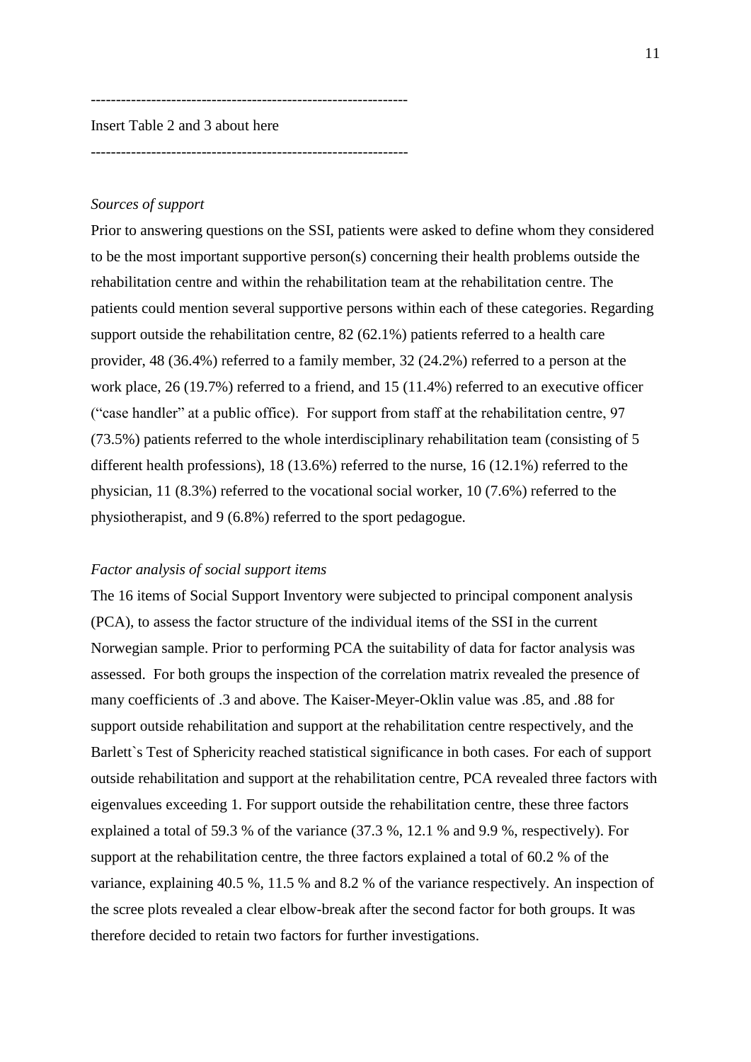--------------------------------------------------------------

Insert Table 2 and 3 about here

--------------------------------------------------------------

*Sources of support*

Prior to answering questions on the SSI, patients were asked to define whom they considered to be the most important supportive person(s) concerning their health problems outside the rehabilitation centre and within the rehabilitation team at the rehabilitation centre. The patients could mention several supportive persons within each of these categories. Regarding support outside the rehabilitation centre, 82 (62.1%) patients referred to a health care provider, 48 (36.4%) referred to a family member, 32 (24.2%) referred to a person at the work place, 26 (19.7%) referred to a friend, and 15 (11.4%) referred to an executive officer ("case handler" at a public office). For support from staff at the rehabilitation centre, 97 (73.5%) patients referred to the whole interdisciplinary rehabilitation team (consisting of 5 different health professions), 18 (13.6%) referred to the nurse, 16 (12.1%) referred to the physician, 11 (8.3%) referred to the vocational social worker, 10 (7.6%) referred to the physiotherapist, and 9 (6.8%) referred to the sport pedagogue.

*Factor analysis of social support items*

The 16 items of Social Support Inventory were subjected to principal component analysis (PCA), to assess the factor structure of the individual items of the SSI in the current Norwegian sample. Prior to performing PCA the suitability of data for factor analysis was assessed. For both groups the inspection of the correlation matrix revealed the presence of many coefficients of .3 and above. The Kaiser-Meyer-Oklin value was .85, and .88 for support outside rehabilitation and support at the rehabilitation centre respectively, and the Barlett`s Test of Sphericity reached statistical significance in both cases. For each of support outside rehabilitation and support at the rehabilitation centre, PCA revealed three factors with eigenvalues exceeding 1. For support outside the rehabilitation centre, these three factors explained a total of 59.3 % of the variance (37.3 %, 12.1 % and 9.9 %, respectively). For support at the rehabilitation centre, the three factors explained a total of 60.2 % of the variance, explaining 40.5 %, 11.5 % and 8.2 % of the variance respectively. An inspection of the scree plots revealed a clear elbow-break after the second factor for both groups. It was therefore decided to retain two factors for further investigations.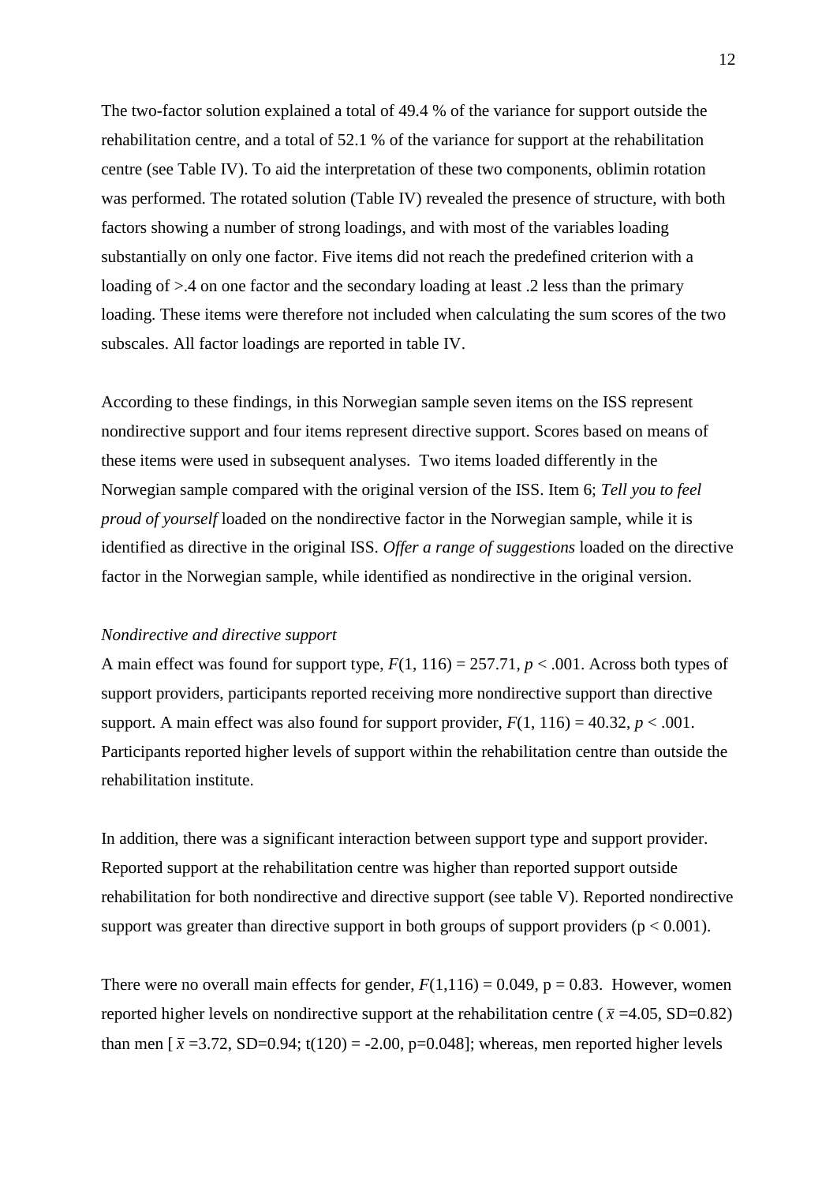The two-factor solution explained a total of 49.4 % of the variance for support outside the rehabilitation centre, and a total of 52.1 % of the variance for support at the rehabilitation centre (see Table IV). To aid the interpretation of these two components, oblimin rotation was performed. The rotated solution (Table IV) revealed the presence of structure, with both factors showing a number of strong loadings, and with most of the variables loading substantially on only one factor. Five items did not reach the predefined criterion with a loading of >.4 on one factor and the secondary loading at least .2 less than the primary loading. These items were therefore not included when calculating the sum scores of the two subscales. All factor loadings are reported in table IV.

According to these findings, in this Norwegian sample seven items on the ISS represent nondirective support and four items represent directive support. Scores based on means of these items were used in subsequent analyses. Two items loaded differently in the Norwegian sample compared with the original version of the ISS. Item 6; *Tell you to feel proud of yourself* loaded on the nondirective factor in the Norwegian sample, while it is identified as directive in the original ISS. *Offer a range of suggestions* loaded on the directive factor in the Norwegian sample, while identified as nondirective in the original version.

*Nondirective and directive support*

A main effect was found for support type, $F(1, 116) = 257.71$, $p < .001$. Across both types of support providers, participants reported receiving more nondirective support than directive support. A main effect was also found for support provider, $F(1, 116) = 40.32$, $p < .001$. Participants reported higher levels of support within the rehabilitation centre than outside the rehabilitation institute.

In addition, there was a significant interaction between support type and support provider. Reported support at the rehabilitation centre was higher than reported support outside rehabilitation for both nondirective and directive support (see table V). Reported nondirective support was greater than directive support in both groups of support providers ($p < 0.001$).

There were no overall main effects for gender, $F(1,116) = 0.049$, $p = 0.83$. However, women reported higher levels on nondirective support at the rehabilitation centre ($\bar{x} = 4.05$, SD=0.82) than men [$\bar{x} = 3.72$, SD=0.94; $t(120) = -2.00$, $p=0.048$]; whereas, men reported higher levels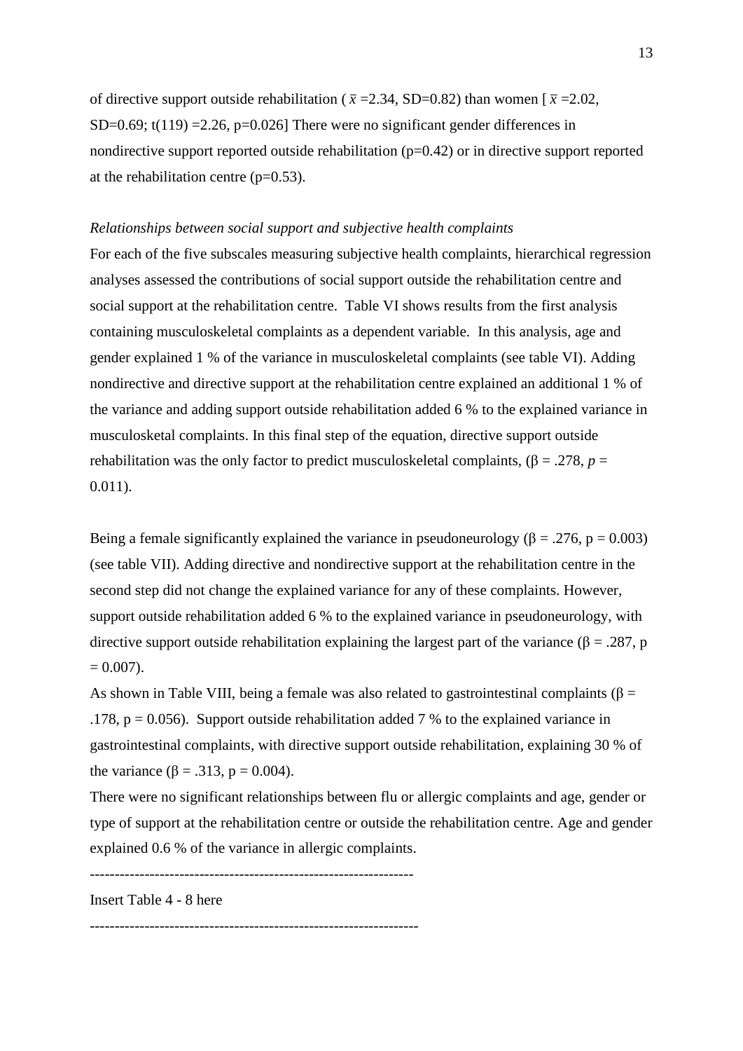of directive support outside rehabilitation ( $\bar{x}$ =2.34, SD=0.82) than women [ $\bar{x}$ =2.02, SD=0.69; t(119) =2.26, p=0.026] There were no significant gender differences in nondirective support reported outside rehabilitation (p=0.42) or in directive support reported at the rehabilitation centre (p=0.53).

*Relationships between social support and subjective health complaints*

For each of the five subscales measuring subjective health complaints, hierarchical regression analyses assessed the contributions of social support outside the rehabilitation centre and social support at the rehabilitation centre. Table VI shows results from the first analysis containing musculoskeletal complaints as a dependent variable. In this analysis, age and gender explained 1 % of the variance in musculoskeletal complaints (see table VI). Adding nondirective and directive support at the rehabilitation centre explained an additional 1 % of the variance and adding support outside rehabilitation added 6 % to the explained variance in musculosketal complaints. In this final step of the equation, directive support outside rehabilitation was the only factor to predict musculoskeletal complaints, (β = .278, *p* = 0.011).

Being a female significantly explained the variance in pseudoneurology (β = .276, p = 0.003) (see table VII). Adding directive and nondirective support at the rehabilitation centre in the second step did not change the explained variance for any of these complaints. However, support outside rehabilitation added 6 % to the explained variance in pseudoneurology, with directive support outside rehabilitation explaining the largest part of the variance (β = .287, p = 0.007).

As shown in Table VIII, being a female was also related to gastrointestinal complaints (β = .178, p = 0.056). Support outside rehabilitation added 7 % to the explained variance in gastrointestinal complaints, with directive support outside rehabilitation, explaining 30 % of the variance (β = .313, p = 0.004).

There were no significant relationships between flu or allergic complaints and age, gender or type of support at the rehabilitation centre or outside the rehabilitation centre. Age and gender explained 0.6 % of the variance in allergic complaints.

----------------------------------------------------------------

Insert Table 4 - 8 here

----------------------------------------------------------------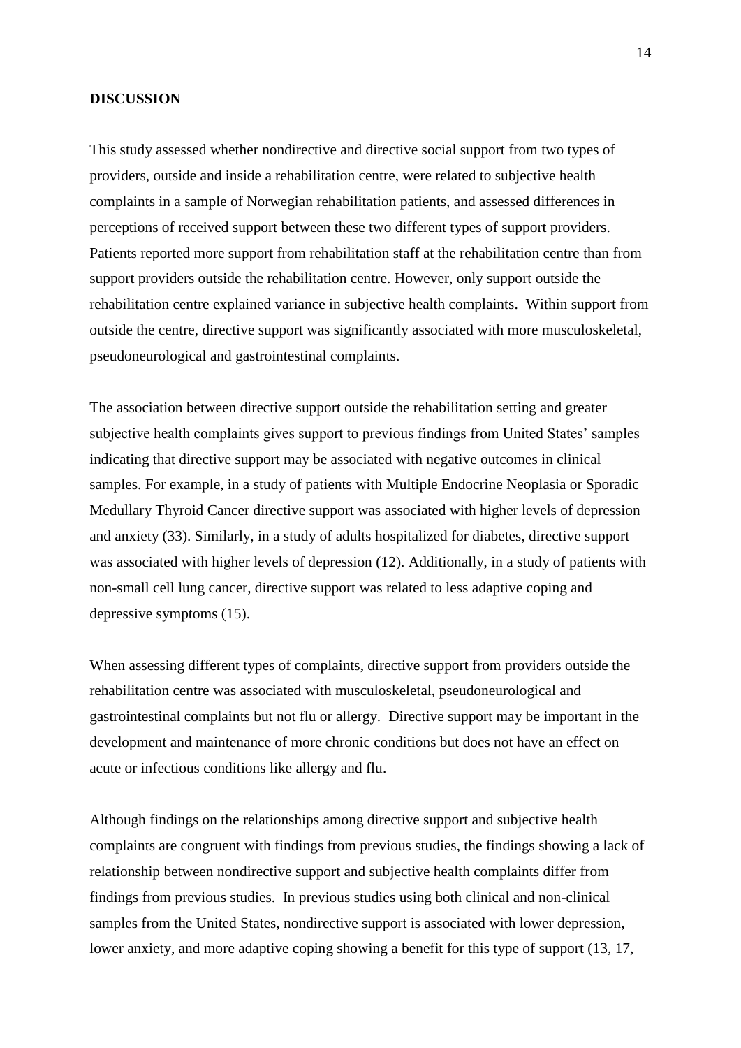## DISCUSSION

This study assessed whether nondirective and directive social support from two types of providers, outside and inside a rehabilitation centre, were related to subjective health complaints in a sample of Norwegian rehabilitation patients, and assessed differences in perceptions of received support between these two different types of support providers. Patients reported more support from rehabilitation staff at the rehabilitation centre than from support providers outside the rehabilitation centre. However, only support outside the rehabilitation centre explained variance in subjective health complaints. Within support from outside the centre, directive support was significantly associated with more musculoskeletal, pseudoneurological and gastrointestinal complaints.

The association between directive support outside the rehabilitation setting and greater subjective health complaints gives support to previous findings from United States' samples indicating that directive support may be associated with negative outcomes in clinical samples. For example, in a study of patients with Multiple Endocrine Neoplasia or Sporadic Medullary Thyroid Cancer directive support was associated with higher levels of depression and anxiety (33). Similarly, in a study of adults hospitalized for diabetes, directive support was associated with higher levels of depression (12). Additionally, in a study of patients with non-small cell lung cancer, directive support was related to less adaptive coping and depressive symptoms (15).

When assessing different types of complaints, directive support from providers outside the rehabilitation centre was associated with musculoskeletal, pseudoneurological and gastrointestinal complaints but not flu or allergy. Directive support may be important in the development and maintenance of more chronic conditions but does not have an effect on acute or infectious conditions like allergy and flu.

Although findings on the relationships among directive support and subjective health complaints are congruent with findings from previous studies, the findings showing a lack of relationship between nondirective support and subjective health complaints differ from findings from previous studies. In previous studies using both clinical and non-clinical samples from the United States, nondirective support is associated with lower depression, lower anxiety, and more adaptive coping showing a benefit for this type of support (13, 17,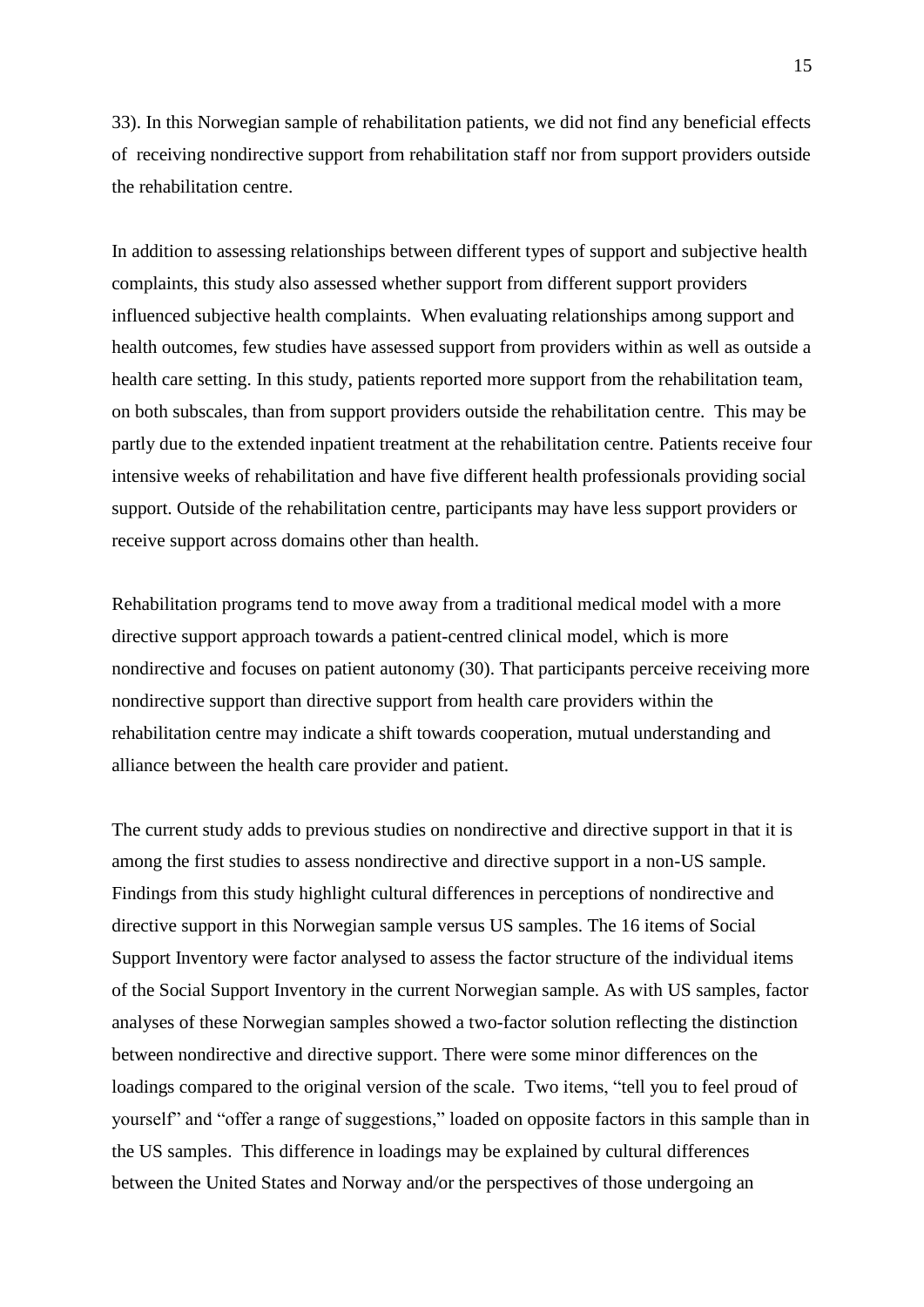33). In this Norwegian sample of rehabilitation patients, we did not find any beneficial effects of receiving nondirective support from rehabilitation staff nor from support providers outside the rehabilitation centre.

In addition to assessing relationships between different types of support and subjective health complaints, this study also assessed whether support from different support providers influenced subjective health complaints. When evaluating relationships among support and health outcomes, few studies have assessed support from providers within as well as outside a health care setting. In this study, patients reported more support from the rehabilitation team, on both subscales, than from support providers outside the rehabilitation centre. This may be partly due to the extended inpatient treatment at the rehabilitation centre. Patients receive four intensive weeks of rehabilitation and have five different health professionals providing social support. Outside of the rehabilitation centre, participants may have less support providers or receive support across domains other than health.

Rehabilitation programs tend to move away from a traditional medical model with a more directive support approach towards a patient-centred clinical model, which is more nondirective and focuses on patient autonomy (30). That participants perceive receiving more nondirective support than directive support from health care providers within the rehabilitation centre may indicate a shift towards cooperation, mutual understanding and alliance between the health care provider and patient.

The current study adds to previous studies on nondirective and directive support in that it is among the first studies to assess nondirective and directive support in a non-US sample. Findings from this study highlight cultural differences in perceptions of nondirective and directive support in this Norwegian sample versus US samples. The 16 items of Social Support Inventory were factor analysed to assess the factor structure of the individual items of the Social Support Inventory in the current Norwegian sample. As with US samples, factor analyses of these Norwegian samples showed a two-factor solution reflecting the distinction between nondirective and directive support. There were some minor differences on the loadings compared to the original version of the scale. Two items, "tell you to feel proud of yourself" and "offer a range of suggestions," loaded on opposite factors in this sample than in the US samples. This difference in loadings may be explained by cultural differences between the United States and Norway and/or the perspectives of those undergoing an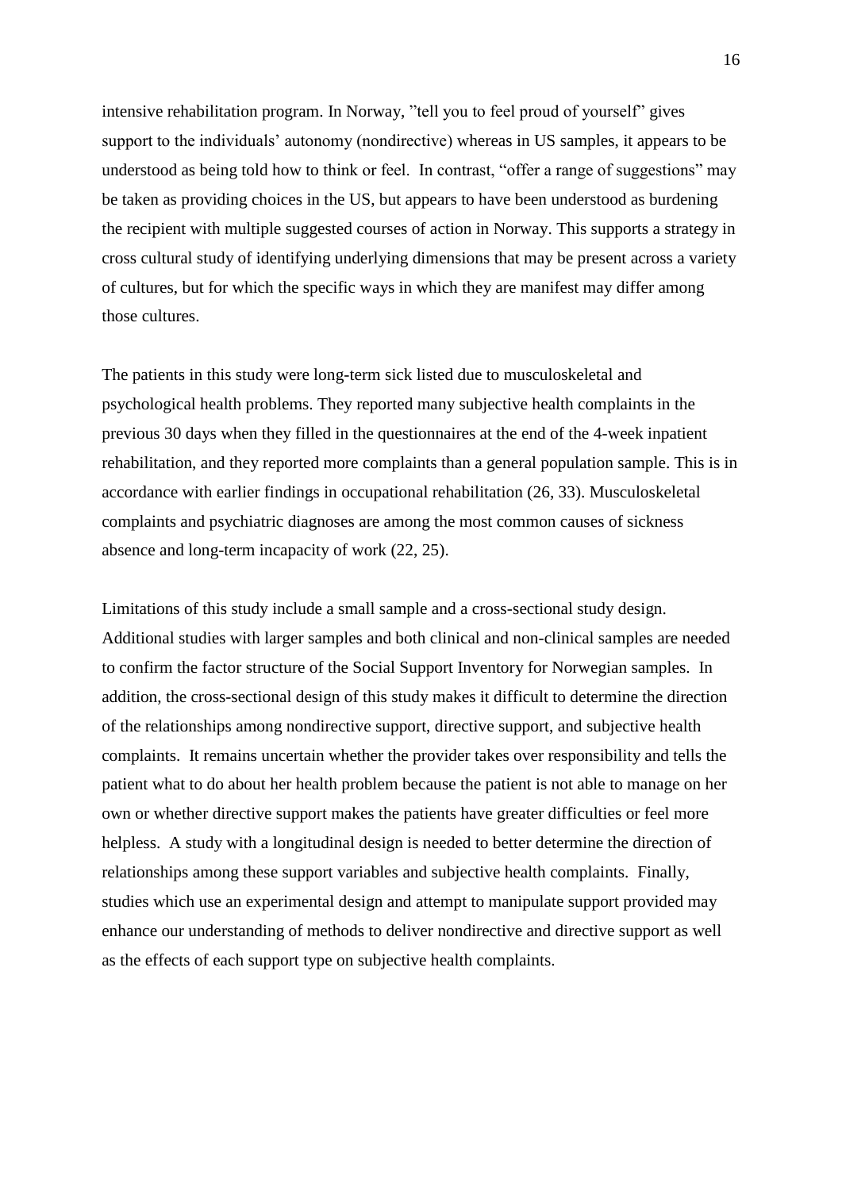intensive rehabilitation program. In Norway, ”tell you to feel proud of yourself” gives support to the individuals' autonomy (nondirective) whereas in US samples, it appears to be understood as being told how to think or feel. In contrast, “offer a range of suggestions” may be taken as providing choices in the US, but appears to have been understood as burdening the recipient with multiple suggested courses of action in Norway. This supports a strategy in cross cultural study of identifying underlying dimensions that may be present across a variety of cultures, but for which the specific ways in which they are manifest may differ among those cultures.

The patients in this study were long-term sick listed due to musculoskeletal and psychological health problems. They reported many subjective health complaints in the previous 30 days when they filled in the questionnaires at the end of the 4-week inpatient rehabilitation, and they reported more complaints than a general population sample. This is in accordance with earlier findings in occupational rehabilitation (26, 33). Musculoskeletal complaints and psychiatric diagnoses are among the most common causes of sickness absence and long-term incapacity of work (22, 25).

Limitations of this study include a small sample and a cross-sectional study design. Additional studies with larger samples and both clinical and non-clinical samples are needed to confirm the factor structure of the Social Support Inventory for Norwegian samples. In addition, the cross-sectional design of this study makes it difficult to determine the direction of the relationships among nondirective support, directive support, and subjective health complaints. It remains uncertain whether the provider takes over responsibility and tells the patient what to do about her health problem because the patient is not able to manage on her own or whether directive support makes the patients have greater difficulties or feel more helpless. A study with a longitudinal design is needed to better determine the direction of relationships among these support variables and subjective health complaints. Finally, studies which use an experimental design and attempt to manipulate support provided may enhance our understanding of methods to deliver nondirective and directive support as well as the effects of each support type on subjective health complaints.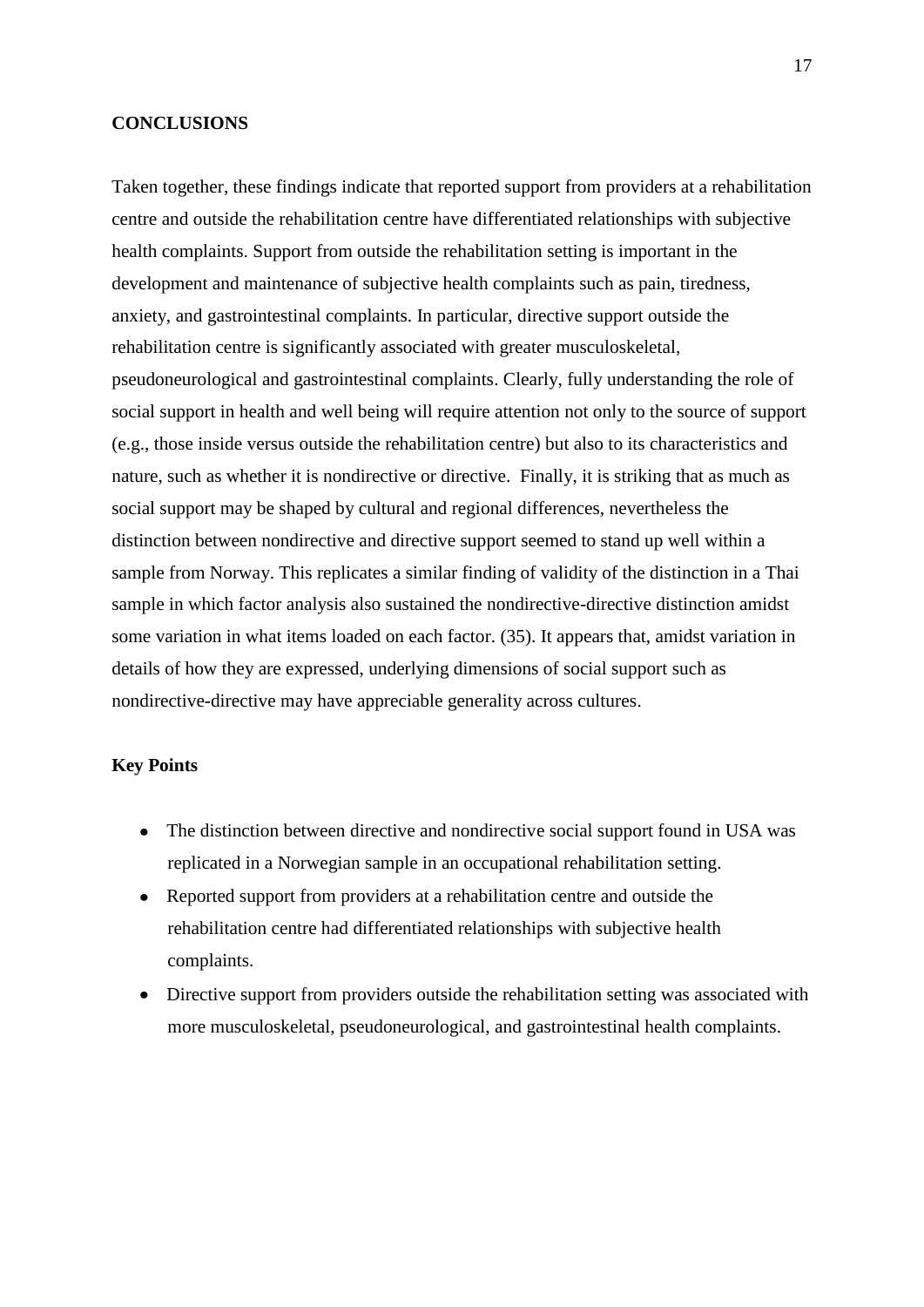**CONCLUSIONS**

Taken together, these findings indicate that reported support from providers at a rehabilitation centre and outside the rehabilitation centre have differentiated relationships with subjective health complaints. Support from outside the rehabilitation setting is important in the development and maintenance of subjective health complaints such as pain, tiredness, anxiety, and gastrointestinal complaints. In particular, directive support outside the rehabilitation centre is significantly associated with greater musculoskeletal, pseudoneurological and gastrointestinal complaints. Clearly, fully understanding the role of social support in health and well being will require attention not only to the source of support (e.g., those inside versus outside the rehabilitation centre) but also to its characteristics and nature, such as whether it is nondirective or directive. Finally, it is striking that as much as social support may be shaped by cultural and regional differences, nevertheless the distinction between nondirective and directive support seemed to stand up well within a sample from Norway. This replicates a similar finding of validity of the distinction in a Thai sample in which factor analysis also sustained the nondirective-directive distinction amidst some variation in what items loaded on each factor. (35). It appears that, amidst variation in details of how they are expressed, underlying dimensions of social support such as nondirective-directive may have appreciable generality across cultures.

**Key Points**

- The distinction between directive and nondirective social support found in USA was replicated in a Norwegian sample in an occupational rehabilitation setting.
- Reported support from providers at a rehabilitation centre and outside the rehabilitation centre had differentiated relationships with subjective health complaints.
- Directive support from providers outside the rehabilitation setting was associated with more musculoskeletal, pseudoneurological, and gastrointestinal health complaints.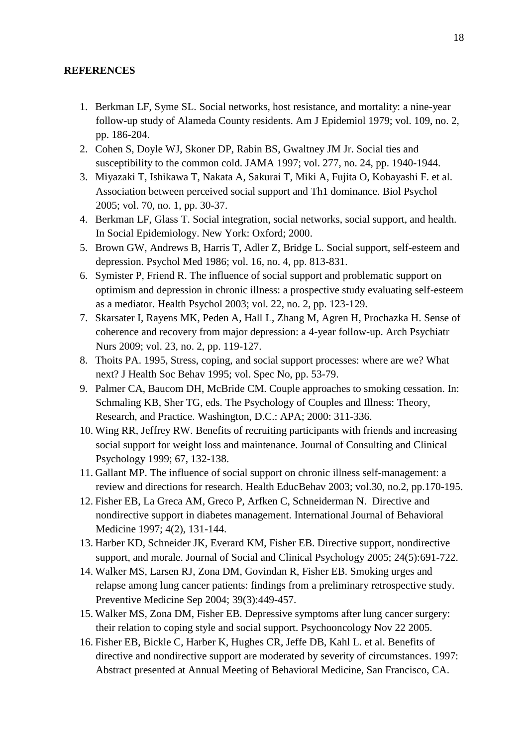**REFERENCES**

1. Berkman LF, Syme SL. Social networks, host resistance, and mortality: a nine-year follow-up study of Alameda County residents. Am J Epidemiol 1979; vol. 109, no. 2, pp. 186-204.
2. Cohen S, Doyle WJ, Skoner DP, Rabin BS, Gwaltney JM Jr. Social ties and susceptibility to the common cold. JAMA 1997; vol. 277, no. 24, pp. 1940-1944.
3. Miyazaki T, Ishikawa T, Nakata A, Sakurai T, Miki A, Fujita O, Kobayashi F. et al. Association between perceived social support and Th1 dominance. Biol Psychol 2005; vol. 70, no. 1, pp. 30-37.
4. Berkman LF, Glass T. Social integration, social networks, social support, and health. In Social Epidemiology. New York: Oxford; 2000.
5. Brown GW, Andrews B, Harris T, Adler Z, Bridge L. Social support, self-esteem and depression. Psychol Med 1986; vol. 16, no. 4, pp. 813-831.
6. Symister P, Friend R. The influence of social support and problematic support on optimism and depression in chronic illness: a prospective study evaluating self-esteem as a mediator. Health Psychol 2003; vol. 22, no. 2, pp. 123-129.
7. Skarsater I, Rayens MK, Peden A, Hall L, Zhang M, Agren H, Prochazka H. Sense of coherence and recovery from major depression: a 4-year follow-up. Arch Psychiatr Nurs 2009; vol. 23, no. 2, pp. 119-127.
8. Thoits PA. 1995, Stress, coping, and social support processes: where are we? What next? J Health Soc Behav 1995; vol. Spec No, pp. 53-79.
9. Palmer CA, Baucom DH, McBride CM. Couple approaches to smoking cessation. In: Schmaling KB, Sher TG, eds. The Psychology of Couples and Illness: Theory, Research, and Practice. Washington, D.C.: APA; 2000: 311-336.
10. Wing RR, Jeffrey RW. Benefits of recruiting participants with friends and increasing social support for weight loss and maintenance. Journal of Consulting and Clinical Psychology 1999; 67, 132-138.
11. Gallant MP. The influence of social support on chronic illness self-management: a review and directions for research. Health EducBehav 2003; vol.30, no.2, pp.170-195.
12. Fisher EB, La Greca AM, Greco P, Arfken C, Schneiderman N. Directive and nondirective support in diabetes management. International Journal of Behavioral Medicine 1997; 4(2), 131-144.
13. Harber KD, Schneider JK, Everard KM, Fisher EB. Directive support, nondirective support, and morale. Journal of Social and Clinical Psychology 2005; 24(5):691-722.
14. Walker MS, Larsen RJ, Zona DM, Govindan R, Fisher EB. Smoking urges and relapse among lung cancer patients: findings from a preliminary retrospective study. Preventive Medicine Sep 2004; 39(3):449-457.
15. Walker MS, Zona DM, Fisher EB. Depressive symptoms after lung cancer surgery: their relation to coping style and social support. Psychooncology Nov 22 2005.
16. Fisher EB, Bickle C, Harber K, Hughes CR, Jeffe DB, Kahl L. et al. Benefits of directive and nondirective support are moderated by severity of circumstances. 1997: Abstract presented at Annual Meeting of Behavioral Medicine, San Francisco, CA.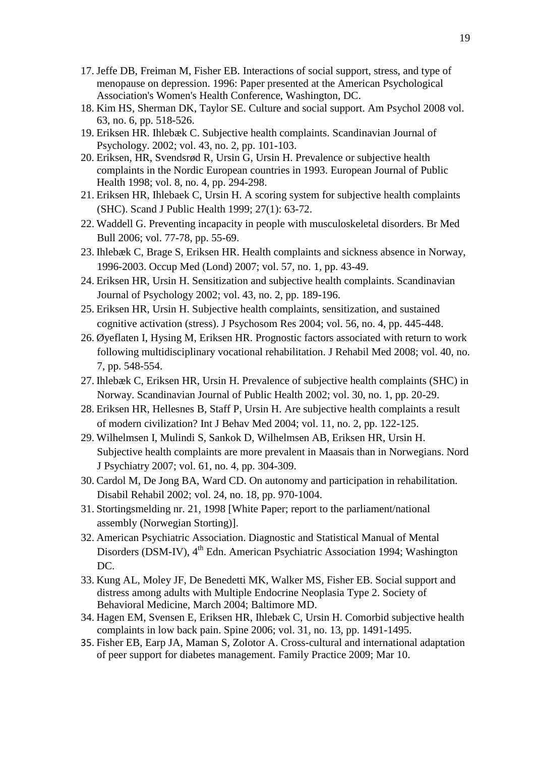17. Jeffe DB, Freiman M, Fisher EB. Interactions of social support, stress, and type of menopause on depression. 1996: Paper presented at the American Psychological Association's Women's Health Conference, Washington, DC.
18. Kim HS, Sherman DK, Taylor SE. Culture and social support. Am Psychol 2008 vol. 63, no. 6, pp. 518-526.
19. Eriksen HR. Ihlebæk C. Subjective health complaints. Scandinavian Journal of Psychology. 2002; vol. 43, no. 2, pp. 101-103.
20. Eriksen, HR, Svendsrød R, Ursin G, Ursin H. Prevalence or subjective health complaints in the Nordic European countries in 1993. European Journal of Public Health 1998; vol. 8, no. 4, pp. 294-298.
21. Eriksen HR, Ihlebaek C, Ursin H. A scoring system for subjective health complaints (SHC). Scand J Public Health 1999; 27(1): 63-72.
22. Waddell G. Preventing incapacity in people with musculoskeletal disorders. Br Med Bull 2006; vol. 77-78, pp. 55-69.
23. Ihlebæk C, Brage S, Eriksen HR. Health complaints and sickness absence in Norway, 1996-2003. Occup Med (Lond) 2007; vol. 57, no. 1, pp. 43-49.
24. Eriksen HR, Ursin H. Sensitization and subjective health complaints. Scandinavian Journal of Psychology 2002; vol. 43, no. 2, pp. 189-196.
25. Eriksen HR, Ursin H. Subjective health complaints, sensitization, and sustained cognitive activation (stress). J Psychosom Res 2004; vol. 56, no. 4, pp. 445-448.
26. Øyeflaten I, Hysing M, Eriksen HR. Prognostic factors associated with return to work following multidisciplinary vocational rehabilitation. J Rehabil Med 2008; vol. 40, no. 7, pp. 548-554.
27. Ihlebæk C, Eriksen HR, Ursin H. Prevalence of subjective health complaints (SHC) in Norway. Scandinavian Journal of Public Health 2002; vol. 30, no. 1, pp. 20-29.
28. Eriksen HR, Hellesnes B, Staff P, Ursin H. Are subjective health complaints a result of modern civilization? Int J Behav Med 2004; vol. 11, no. 2, pp. 122-125.
29. Wilhelmsen I, Mulindi S, Sankok D, Wilhelmsen AB, Eriksen HR, Ursin H. Subjective health complaints are more prevalent in Maasais than in Norwegians. Nord J Psychiatry 2007; vol. 61, no. 4, pp. 304-309.
30. Cardol M, De Jong BA, Ward CD. On autonomy and participation in rehabilitation. Disabil Rehabil 2002; vol. 24, no. 18, pp. 970-1004.
31. Stortingsmelding nr. 21, 1998 [White Paper; report to the parliament/national assembly (Norwegian Storting)].
32. American Psychiatric Association. Diagnostic and Statistical Manual of Mental Disorders (DSM-IV), 4th Edn. American Psychiatric Association 1994; Washington DC.
33. Kung AL, Moley JF, De Benedetti MK, Walker MS, Fisher EB. Social support and distress among adults with Multiple Endocrine Neoplasia Type 2. Society of Behavioral Medicine, March 2004; Baltimore MD.
34. Hagen EM, Svensen E, Eriksen HR, Ihlebæk C, Ursin H. Comorbid subjective health complaints in low back pain. Spine 2006; vol. 31, no. 13, pp. 1491-1495.
35. Fisher EB, Earp JA, Maman S, Zolotor A. Cross-cultural and international adaptation of peer support for diabetes management. Family Practice 2009; Mar 10.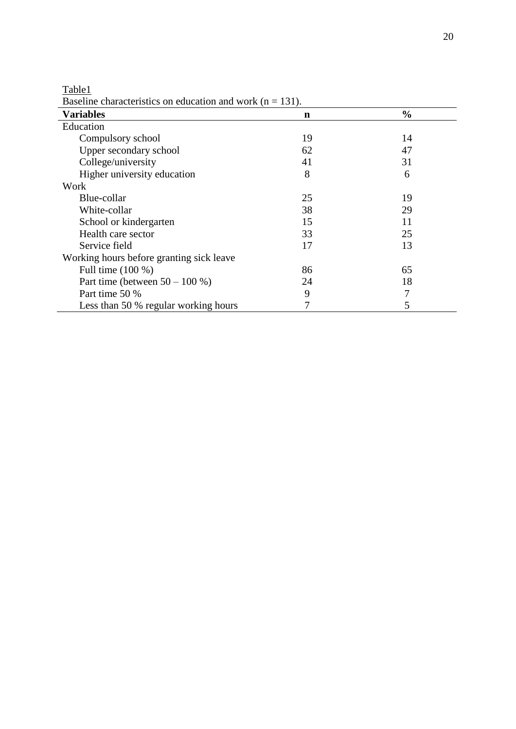Table1

Baseline characteristics on education and work (n = 131).

| **Variables** | **n** | **%** |
|---|---|---|
| Education | | |
| Compulsory school | 19 | 14 |
| Upper secondary school | 62 | 47 |
| College/university | 41 | 31 |
| Higher university education | 8 | 6 |
| Work | | |
| Blue-collar | 25 | 19 |
| White-collar | 38 | 29 |
| School or kindergarten | 15 | 11 |
| Health care sector | 33 | 25 |
| Service field | 17 | 13 |
| Working hours before granting sick leave | | |
| Full time (100 %) | 86 | 65 |
| Part time (between 50 – 100 %) | 24 | 18 |
| Part time 50 % | 9 | 7 |
| Less than 50 % regular working hours | 7 | 5 |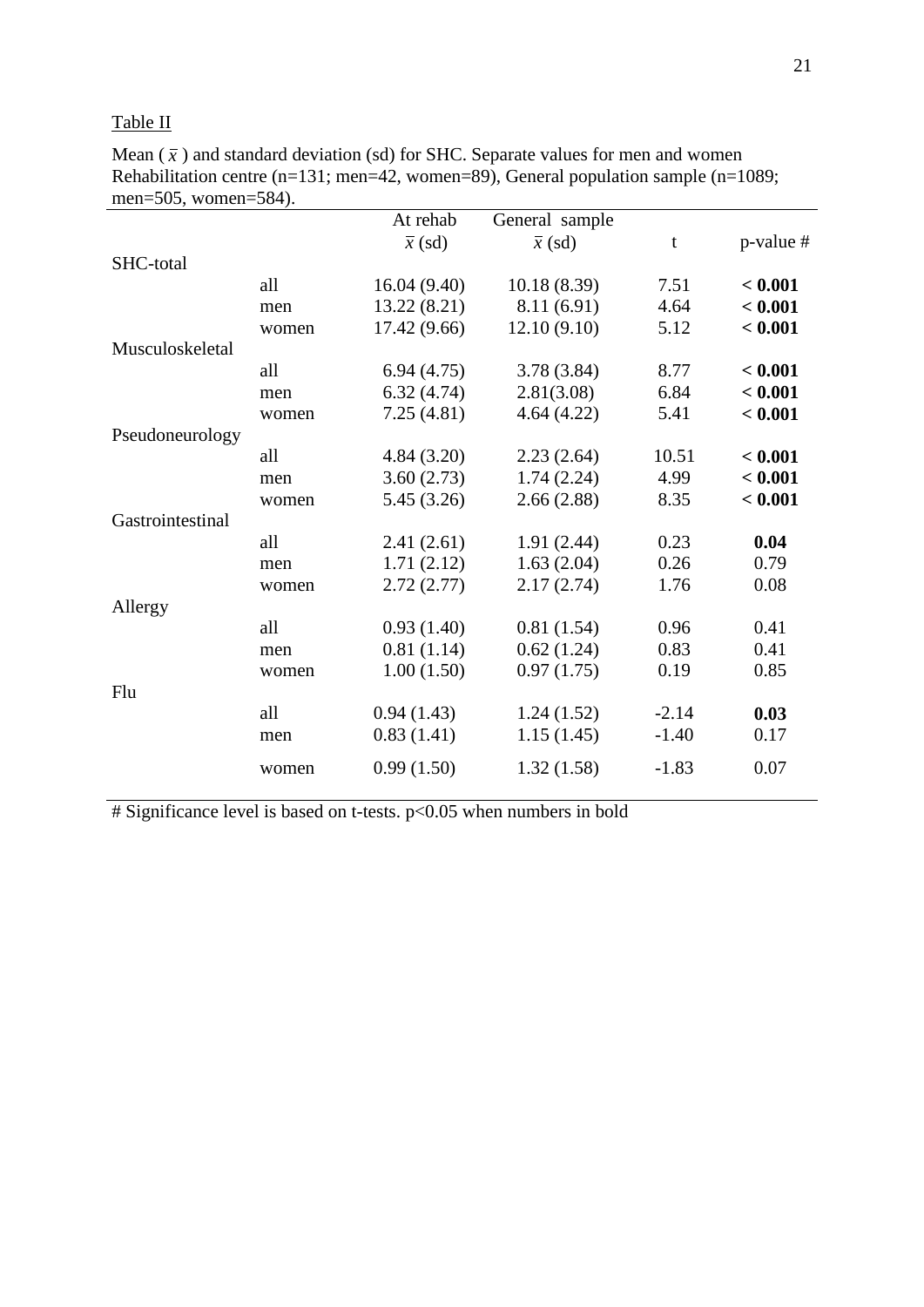Table II

Mean ( $\bar{x}$ ) and standard deviation (sd) for SHC. Separate values for men and women Rehabilitation centre (n=131; men=42, women=89), General population sample (n=1089; men=505, women=584).

| | | At rehab $\bar{x}$ (sd) | General sample $\bar{x}$ (sd) | t | p-value # |
|---|---|---|---|---|---|
| SHC-total | | | | | |
| | all | 16.04 (9.40) | 10.18 (8.39) | 7.51 | **< 0.001** |
| | men | 13.22 (8.21) | 8.11 (6.91) | 4.64 | **< 0.001** |
| | women | 17.42 (9.66) | 12.10 (9.10) | 5.12 | **< 0.001** |
| Musculoskeletal | | | | | |
| | all | 6.94 (4.75) | 3.78 (3.84) | 8.77 | **< 0.001** |
| | men | 6.32 (4.74) | 2.81(3.08) | 6.84 | **< 0.001** |
| | women | 7.25 (4.81) | 4.64 (4.22) | 5.41 | **< 0.001** |
| Pseudoneurology | | | | | |
| | all | 4.84 (3.20) | 2.23 (2.64) | 10.51 | **< 0.001** |
| | men | 3.60 (2.73) | 1.74 (2.24) | 4.99 | **< 0.001** |
| | women | 5.45 (3.26) | 2.66 (2.88) | 8.35 | **< 0.001** |
| Gastrointestinal | | | | | |
| | all | 2.41 (2.61) | 1.91 (2.44) | 0.23 | **0.04** |
| | men | 1.71 (2.12) | 1.63 (2.04) | 0.26 | 0.79 |
| | women | 2.72 (2.77) | 2.17 (2.74) | 1.76 | 0.08 |
| Allergy | | | | | |
| | all | 0.93 (1.40) | 0.81 (1.54) | 0.96 | 0.41 |
| | men | 0.81 (1.14) | 0.62 (1.24) | 0.83 | 0.41 |
| | women | 1.00 (1.50) | 0.97 (1.75) | 0.19 | 0.85 |
| Flu | | | | | |
| | all | 0.94 (1.43) | 1.24 (1.52) | -2.14 | **0.03** |
| | men | 0.83 (1.41) | 1.15 (1.45) | -1.40 | 0.17 |
| | women | 0.99 (1.50) | 1.32 (1.58) | -1.83 | 0.07 |

# Significance level is based on t-tests. $p<0.05$ when numbers in bold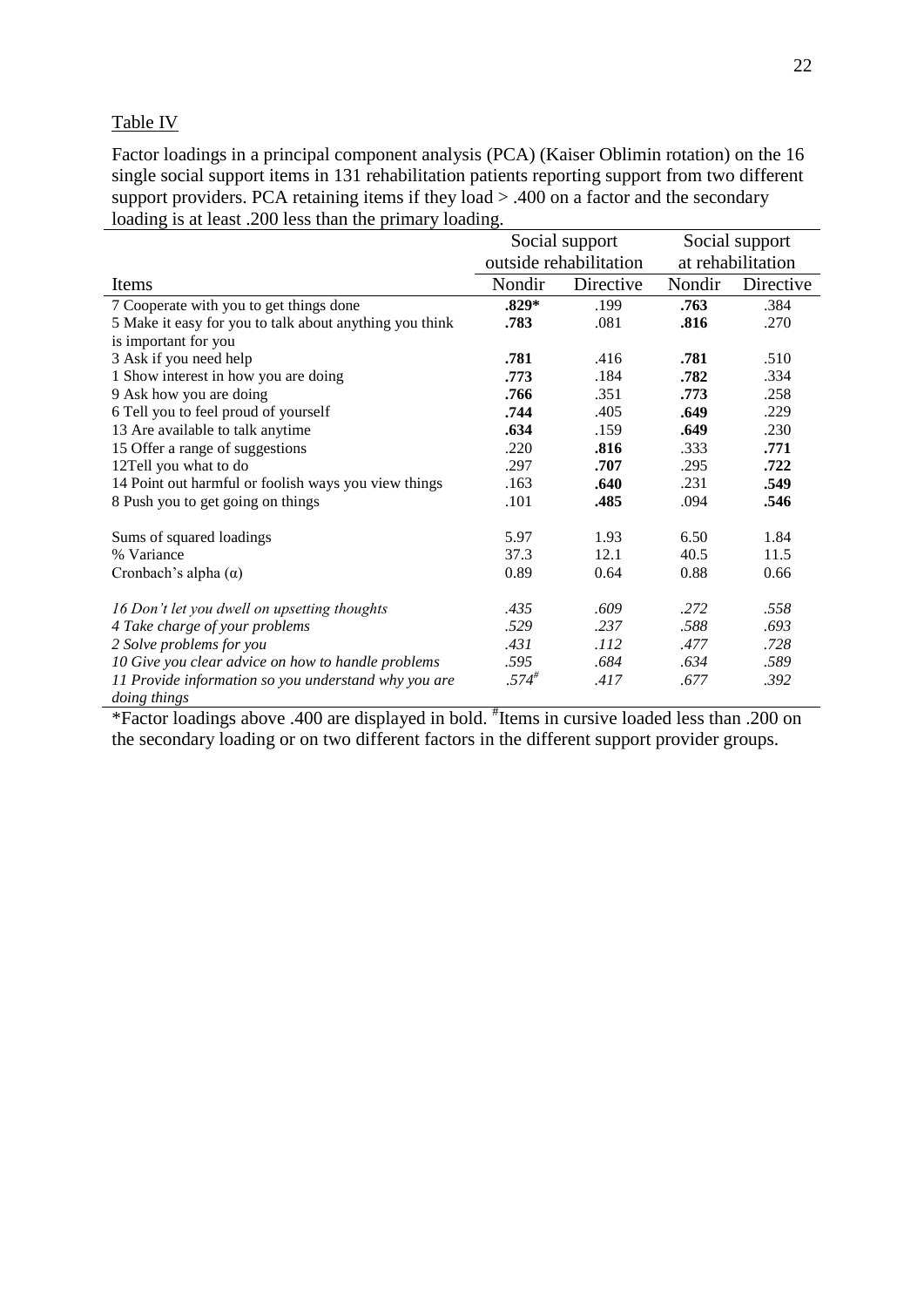Table IV

Factor loadings in a principal component analysis (PCA) (Kaiser Oblimin rotation) on the 16 single social support items in 131 rehabilitation patients reporting support from two different support providers. PCA retaining items if they load > .400 on a factor and the secondary loading is at least .200 less than the primary loading.

| | Social support outside rehabilitation | | Social support at rehabilitation | |
|---|---|---|---|---|
| Items | Nondir | Directive | Nondir | Directive |
| 7 Cooperate with you to get things done | **.829*** | .199 | **.763** | .384 |
| 5 Make it easy for you to talk about anything you think is important for you | **.783** | .081 | **.816** | .270 |
| 3 Ask if you need help | **.781** | .416 | **.781** | .510 |
| 1 Show interest in how you are doing | **.773** | .184 | **.782** | .334 |
| 9 Ask how you are doing | **.766** | .351 | **.773** | .258 |
| 6 Tell you to feel proud of yourself | **.744** | .405 | **.649** | .229 |
| 13 Are available to talk anytime | **.634** | .159 | **.649** | .230 |
| 15 Offer a range of suggestions | .220 | **.816** | .333 | **.771** |
| 12Tell you what to do | .297 | **.707** | .295 | **.722** |
| 14 Point out harmful or foolish ways you view things | .163 | **.640** | .231 | **.549** |
| 8 Push you to get going on things | .101 | **.485** | .094 | **.546** |
| | | | | |
| Sums of squared loadings | 5.97 | 1.93 | 6.50 | 1.84 |
| % Variance | 37.3 | 12.1 | 40.5 | 11.5 |
| Cronbach's alpha (α) | 0.89 | 0.64 | 0.88 | 0.66 |
| | | | | |
| *16 Don't let you dwell on upsetting thoughts* | *.435* | *.609* | *.272* | *.558* |
| *4 Take charge of your problems* | *.529* | *.237* | *.588* | *.693* |
| *2 Solve problems for you* | *.431* | *.112* | *.477* | *.728* |
| *10 Give you clear advice on how to handle problems* | *.595* | *.684* | *.634* | *.589* |
| *11 Provide information so you understand why you are doing things* | *.574#* | *.417* | *.677* | *.392* |

*Factor loadings above .400 are displayed in bold. #Items in cursive loaded less than .200 on the secondary loading or on two different factors in the different support provider groups.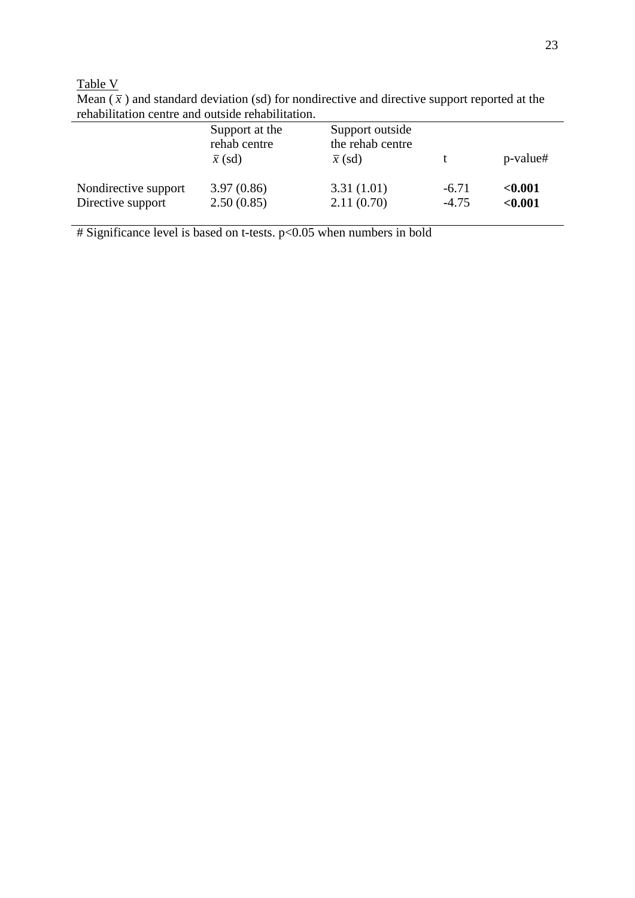Table V

Mean ( $\bar{x}$ ) and standard deviation (sd) for nondirective and directive support reported at the rehabilitation centre and outside rehabilitation.

| | Support at the rehab centre $\bar{x}$ (sd) | Support outside the rehab centre $\bar{x}$ (sd) | t | p-value# |
|---|---|---|---|---|
| Nondirective support | 3.97 (0.86) | 3.31 (1.01) | -6.71 | **<0.001** |
| Directive support | 2.50 (0.85) | 2.11 (0.70) | -4.75 | **<0.001** |

# Significance level is based on t-tests. $p<0.05$ when numbers in bold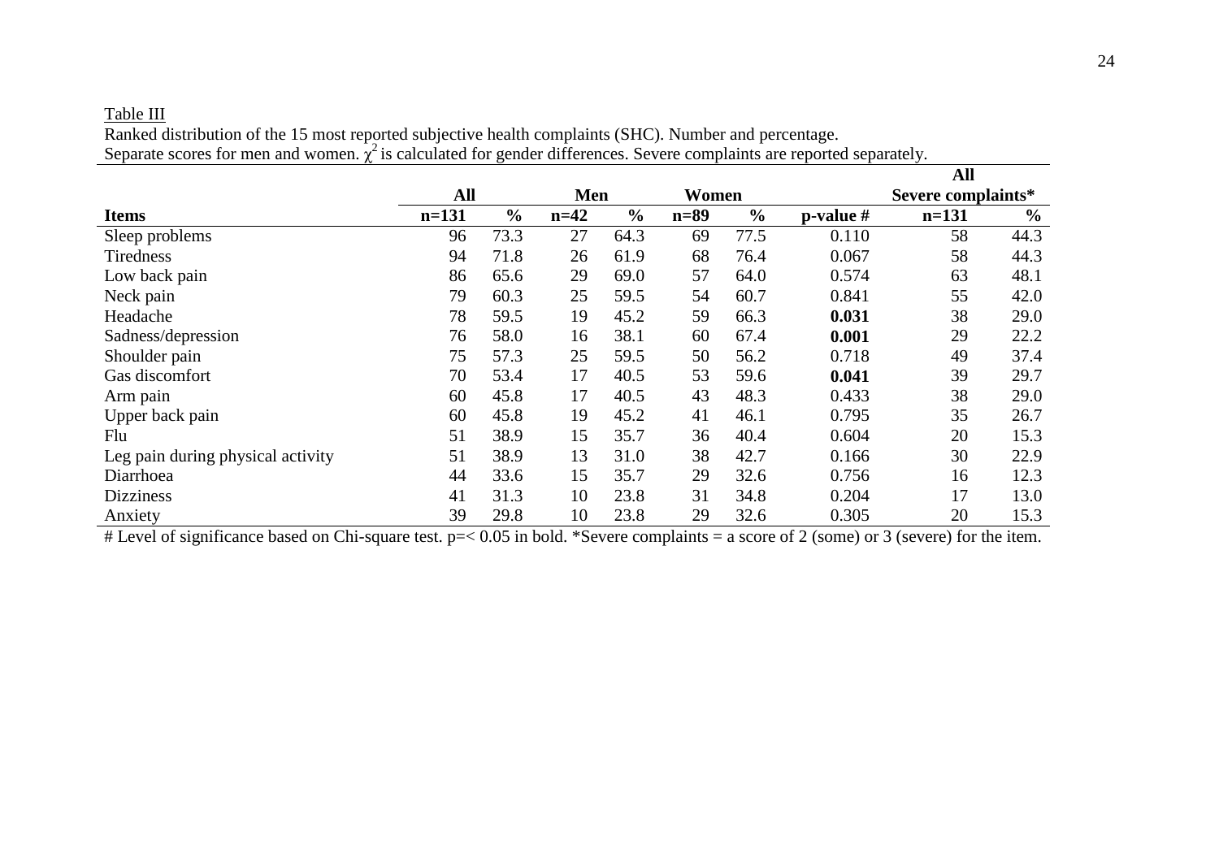Table III

Ranked distribution of the 15 most reported subjective health complaints (SHC). Number and percentage.
Separate scores for men and women. $\chi^2$ is calculated for gender differences. Severe complaints are reported separately.

| | **All** | | **Men** | | **Women** | | | **All Severe complaints*** | |
|---|---|---|---|---|---|---|---|---|---|
| **Items** | **n=131** | **%** | **n=42** | **%** | **n=89** | **%** | **p-value #** | **n=131** | **%** |
| Sleep problems | 96 | 73.3 | 27 | 64.3 | 69 | 77.5 | 0.110 | 58 | 44.3 |
| Tiredness | 94 | 71.8 | 26 | 61.9 | 68 | 76.4 | 0.067 | 58 | 44.3 |
| Low back pain | 86 | 65.6 | 29 | 69.0 | 57 | 64.0 | 0.574 | 63 | 48.1 |
| Neck pain | 79 | 60.3 | 25 | 59.5 | 54 | 60.7 | 0.841 | 55 | 42.0 |
| Headache | 78 | 59.5 | 19 | 45.2 | 59 | 66.3 | **0.031** | 38 | 29.0 |
| Sadness/depression | 76 | 58.0 | 16 | 38.1 | 60 | 67.4 | **0.001** | 29 | 22.2 |
| Shoulder pain | 75 | 57.3 | 25 | 59.5 | 50 | 56.2 | 0.718 | 49 | 37.4 |
| Gas discomfort | 70 | 53.4 | 17 | 40.5 | 53 | 59.6 | **0.041** | 39 | 29.7 |
| Arm pain | 60 | 45.8 | 17 | 40.5 | 43 | 48.3 | 0.433 | 38 | 29.0 |
| Upper back pain | 60 | 45.8 | 19 | 45.2 | 41 | 46.1 | 0.795 | 35 | 26.7 |
| Flu | 51 | 38.9 | 15 | 35.7 | 36 | 40.4 | 0.604 | 20 | 15.3 |
| Leg pain during physical activity | 51 | 38.9 | 13 | 31.0 | 38 | 42.7 | 0.166 | 30 | 22.9 |
| Diarrhoea | 44 | 33.6 | 15 | 35.7 | 29 | 32.6 | 0.756 | 16 | 12.3 |
| Dizziness | 41 | 31.3 | 10 | 23.8 | 31 | 34.8 | 0.204 | 17 | 13.0 |
| Anxiety | 39 | 29.8 | 10 | 23.8 | 29 | 32.6 | 0.305 | 20 | 15.3 |

# Level of significance based on Chi-square test. $p \leq 0.05$ in bold. *Severe complaints = a score of 2 (some) or 3 (severe) for the item.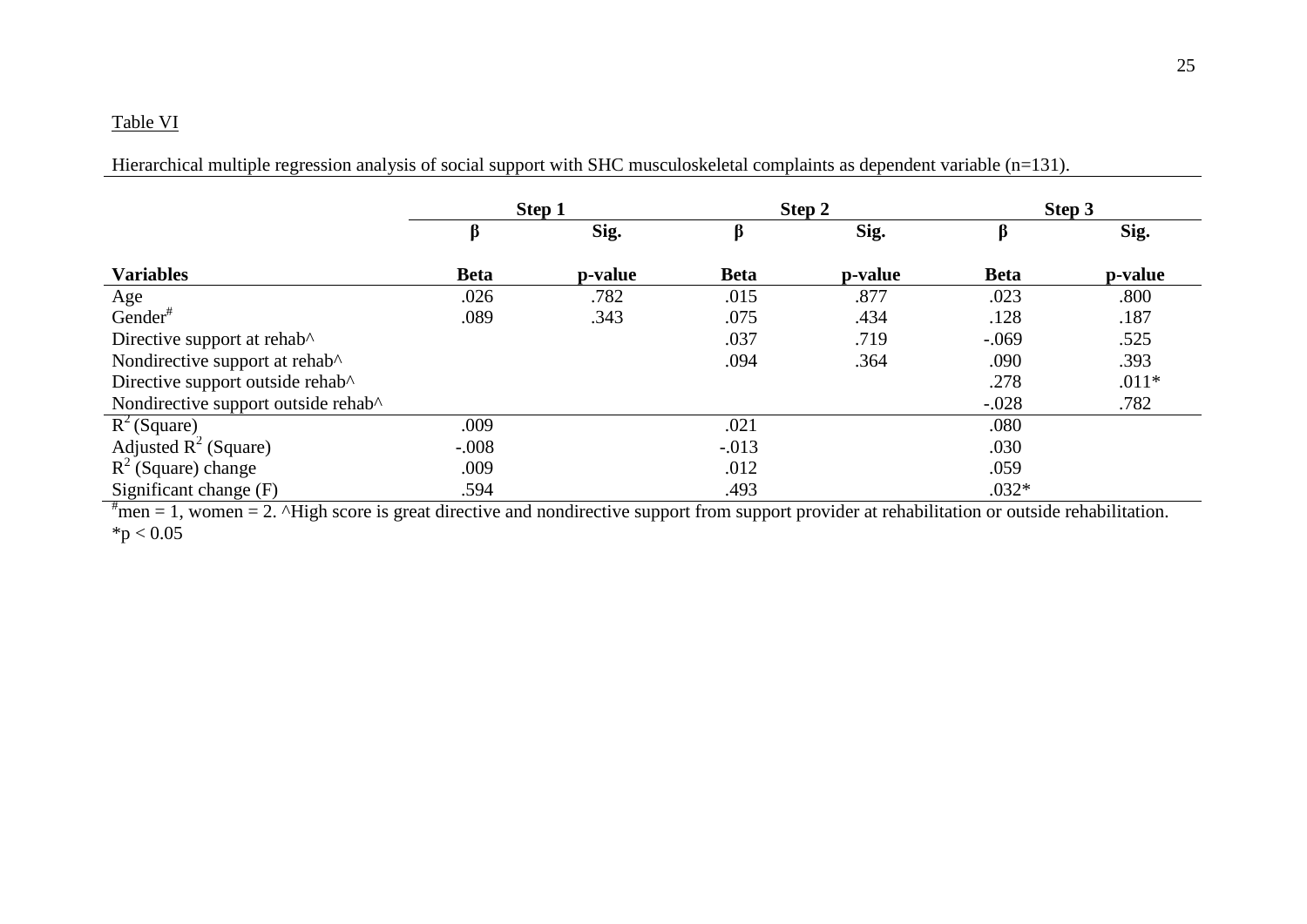Table VI

Hierarchical multiple regression analysis of social support with SHC musculoskeletal complaints as dependent variable (n=131).

| | Step 1 | | Step 2 | | Step 3 | |
|---|---|---|---|---|---|---|
| | β | Sig. | β | Sig. | β | Sig. |
| **Variables** | **Beta** | **p-value** | **Beta** | **p-value** | **Beta** | **p-value** |
| Age | .026 | .782 | .015 | .877 | .023 | .800 |
| Gender[#] | .089 | .343 | .075 | .434 | .128 | .187 |
| Directive support at rehab^ | | | .037 | .719 | -.069 | .525 |
| Nondirective support at rehab^ | | | .094 | .364 | .090 | .393 |
| Directive support outside rehab^ | | | | | .278 | .011* |
| Nondirective support outside rehab^ | | | | | -.028 | .782 |
| $R^2$ (Square) | .009 | | .021 | | .080 | |
| Adjusted $R^2$ (Square) | -.008 | | -.013 | | .030 | |
| $R^2$ (Square) change | .009 | | .012 | | .059 | |
| Significant change (F) | .594 | | .493 | | .032* | |

[#]men = 1, women = 2. ^High score is great directive and nondirective support from support provider at rehabilitation or outside rehabilitation.
*$p < 0.05$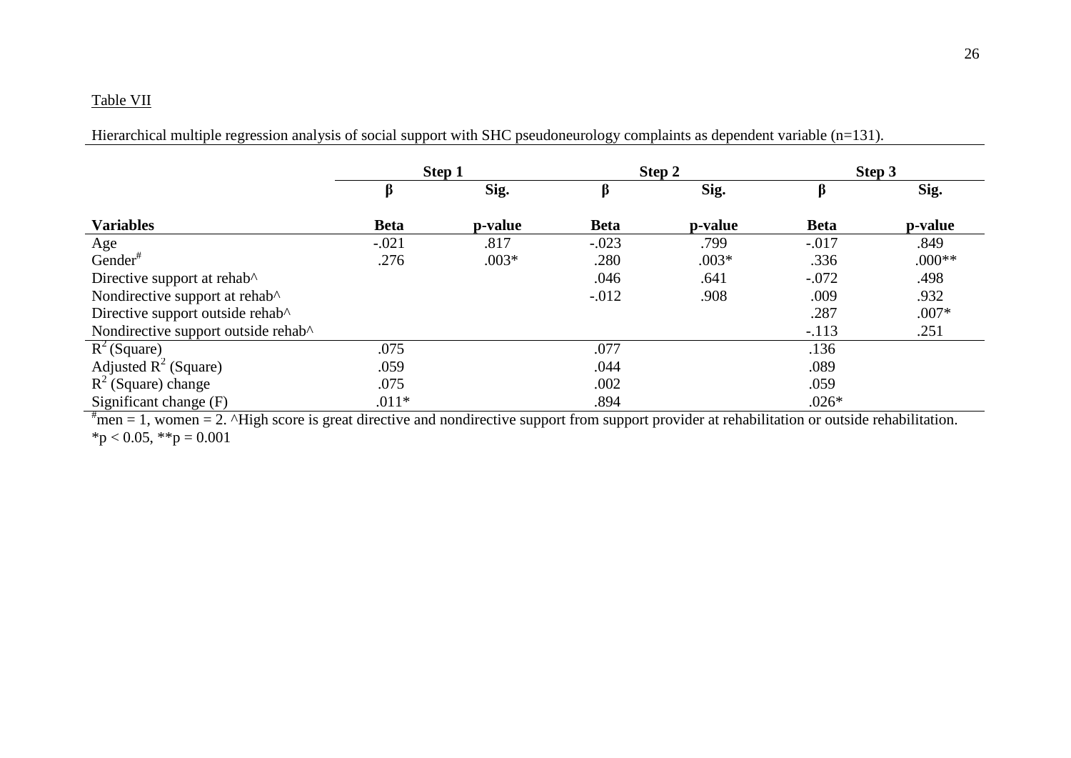Table VII

Hierarchical multiple regression analysis of social support with SHC pseudoneurology complaints as dependent variable (n=131).

| | **Step 1** | | **Step 2** | | **Step 3** | |
|---|---|---|---|---|---|---|
| | **β** | **Sig.** | **β** | **Sig.** | **β** | **Sig.** |
| **Variables** | **Beta** | **p-value** | **Beta** | **p-value** | **Beta** | **p-value** |
| Age | -.021 | .817 | -.023 | .799 | -.017 | .849 |
| Gender# | .276 | .003* | .280 | .003* | .336 | .000** |
| Directive support at rehab^ | | | .046 | .641 | -.072 | .498 |
| Nondirective support at rehab^ | | | -.012 | .908 | .009 | .932 |
| Directive support outside rehab^ | | | | | .287 | .007* |
| Nondirective support outside rehab^ | | | | | -.113 | .251 |
| $R^2$ (Square) | .075 | | .077 | | .136 | |
| Adjusted $R^2$ (Square) | .059 | | .044 | | .089 | |
| $R^2$ (Square) change | .075 | | .002 | | .059 | |
| Significant change (F) | .011* | | .894 | | .026* | |

#men = 1, women = 2. ^High score is great directive and nondirective support from support provider at rehabilitation or outside rehabilitation.
*$p < 0.05$, **$p = 0.001$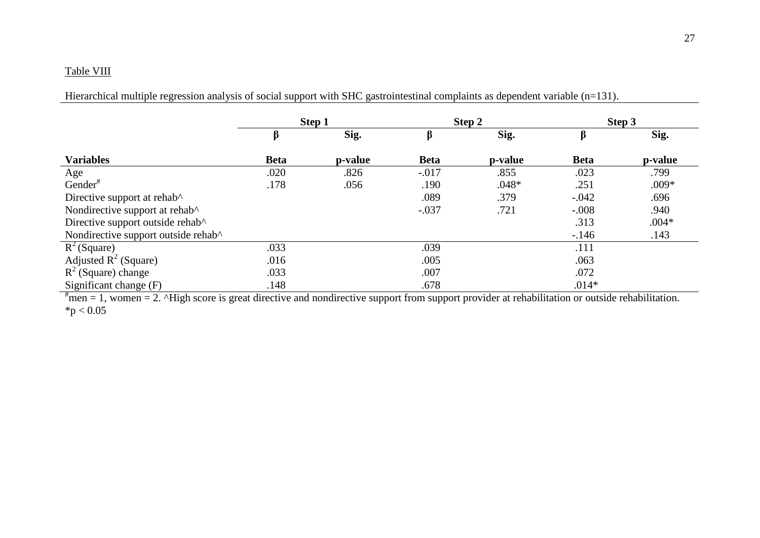Table VIII

Hierarchical multiple regression analysis of social support with SHC gastrointestinal complaints as dependent variable (n=131).

| | Step 1 | | Step 2 | | Step 3 | |
|---|---|---|---|---|---|---|
| | β | Sig. | β | Sig. | β | Sig. |
| **Variables** | **Beta** | **p-value** | **Beta** | **p-value** | **Beta** | **p-value** |
| Age | .020 | .826 | -.017 | .855 | .023 | .799 |
| Gender[#] | .178 | .056 | .190 | .048* | .251 | .009* |
| Directive support at rehab^ | | | .089 | .379 | -.042 | .696 |
| Nondirective support at rehab^ | | | -.037 | .721 | -.008 | .940 |
| Directive support outside rehab^ | | | | | .313 | .004* |
| Nondirective support outside rehab^ | | | | | -.146 | .143 |
| $R^2$ (Square) | .033 | | .039 | | .111 | |
| Adjusted $R^2$ (Square) | .016 | | .005 | | .063 | |
| $R^2$ (Square) change | .033 | | .007 | | .072 | |
| Significant change (F) | .148 | | .678 | | .014* | |

[#]men = 1, women = 2. ^High score is great directive and nondirective support from support provider at rehabilitation or outside rehabilitation.
*$p < 0.05$